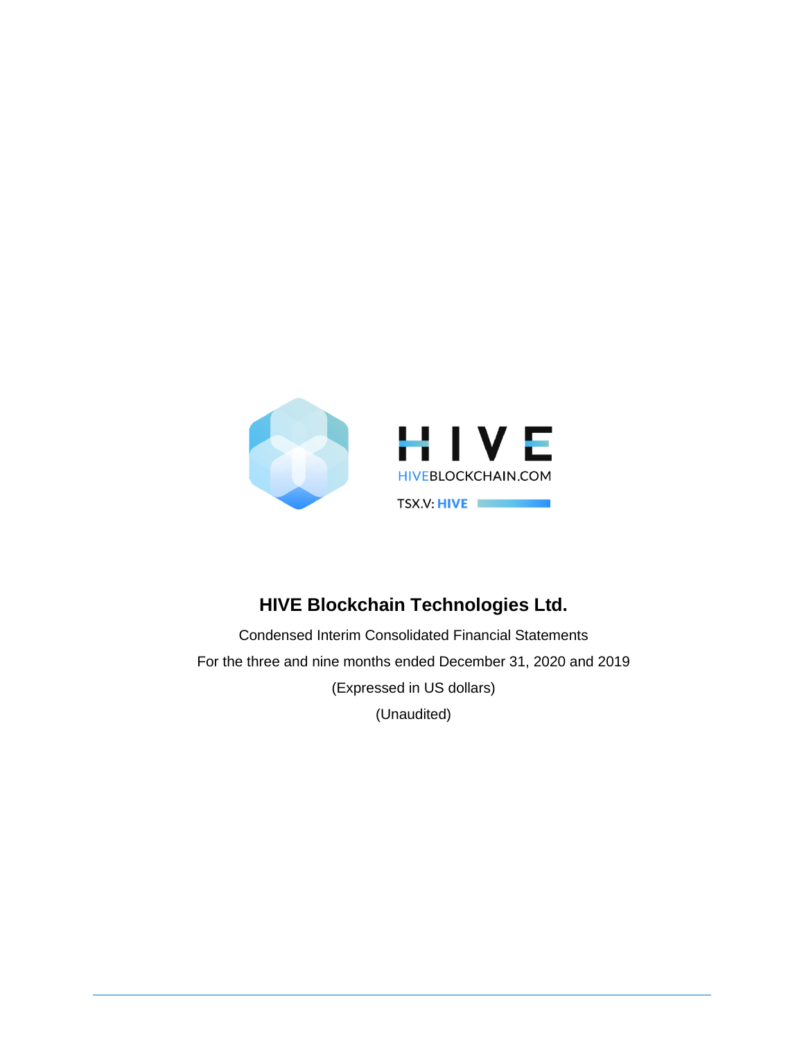HIVE

HIVEBLOCKCHAIN.COM

TSX.V: HIVE

# HIVE Blockchain Technologies Ltd.

Condensed Interim Consolidated Financial Statements

For the three and nine months ended December 31, 2020 and 2019

(Expressed in US dollars)

(Unaudited)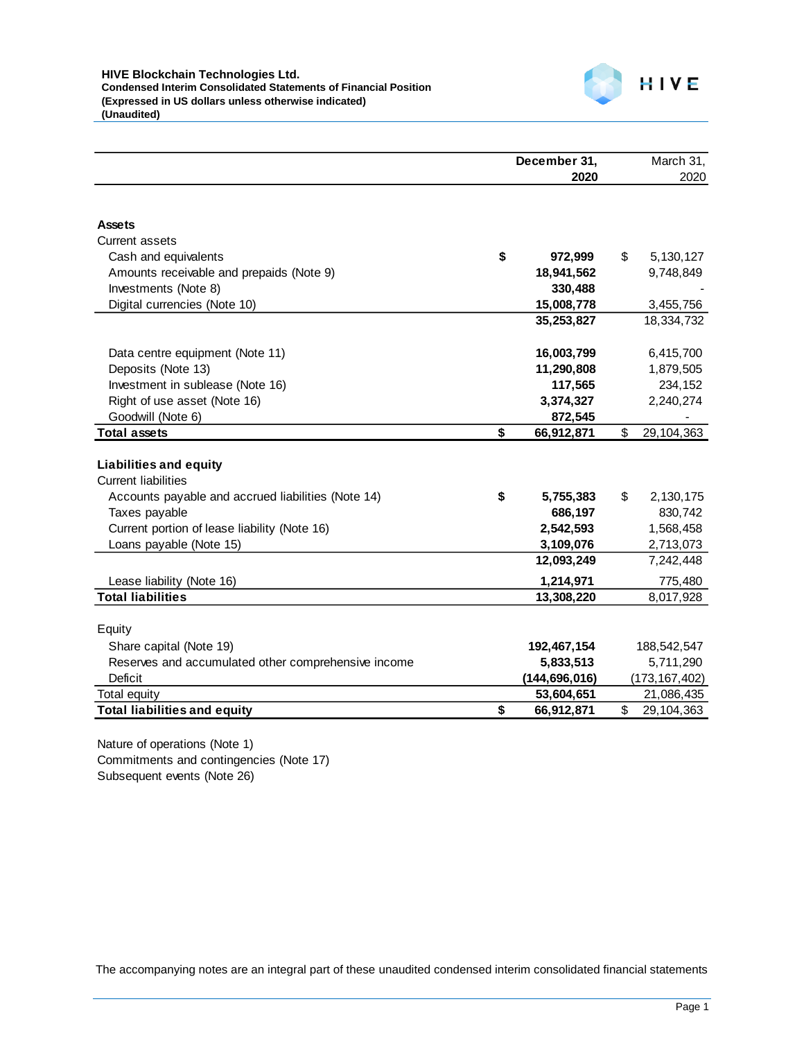**HIVE Blockchain Technologies Ltd.**
**Condensed Interim Consolidated Statements of Financial Position**
**(Expressed in US dollars unless otherwise indicated)**
**(Unaudited)**

| | December 31, 2020 | March 31, 2020 |
|---|---|---|
| **Assets** | | |
| Current assets | | |
| Cash and equivalents | $ **972,999** | $ 5,130,127 |
| Amounts receivable and prepaids (Note 9) | **18,941,562** | 9,748,849 |
| Investments (Note 8) | **330,488** | - |
| Digital currencies (Note 10) | **15,008,778** | 3,455,756 |
| | **35,253,827** | 18,334,732 |
| Data centre equipment (Note 11) | **16,003,799** | 6,415,700 |
| Deposits (Note 13) | **11,290,808** | 1,879,505 |
| Investment in sublease (Note 16) | **117,565** | 234,152 |
| Right of use asset (Note 16) | **3,374,327** | 2,240,274 |
| Goodwill (Note 6) | **872,545** | - |
| **Total assets** | $ **66,912,871** | $ 29,104,363 |
| **Liabilities and equity** | | |
| Current liabilities | | |
| Accounts payable and accrued liabilities (Note 14) | $ **5,755,383** | $ 2,130,175 |
| Taxes payable | **686,197** | 830,742 |
| Current portion of lease liability (Note 16) | **2,542,593** | 1,568,458 |
| Loans payable (Note 15) | **3,109,076** | 2,713,073 |
| | **12,093,249** | 7,242,448 |
| Lease liability (Note 16) | **1,214,971** | 775,480 |
| **Total liabilities** | **13,308,220** | 8,017,928 |
| Equity | | |
| Share capital (Note 19) | **192,467,154** | 188,542,547 |
| Reserves and accumulated other comprehensive income | **5,833,513** | 5,711,290 |
| Deficit | **(144,696,016)** | (173,167,402) |
| Total equity | **53,604,651** | 21,086,435 |
| **Total liabilities and equity** | $ **66,912,871** | $ 29,104,363 |

Nature of operations (Note 1)
Commitments and contingencies (Note 17)
Subsequent events (Note 26)

The accompanying notes are an integral part of these unaudited condensed interim consolidated financial statements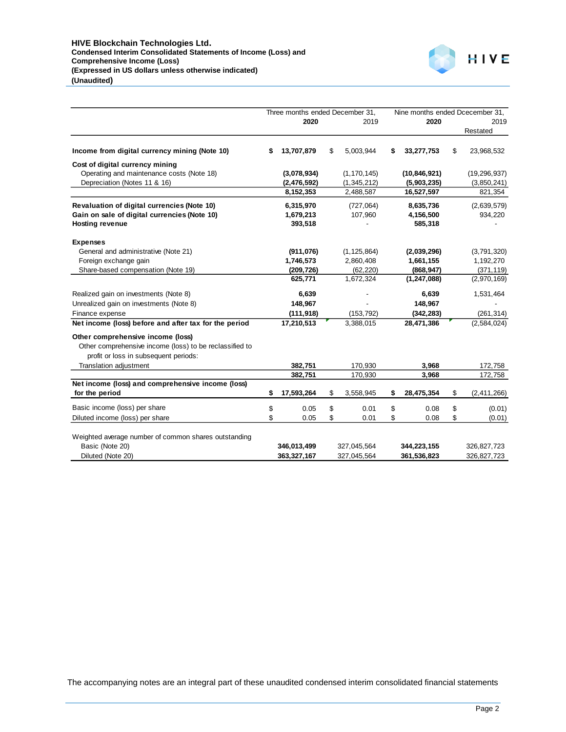**HIVE Blockchain Technologies Ltd.**
**Condensed Interim Consolidated Statements of Income (Loss) and Comprehensive Income (Loss)**
**(Expressed in US dollars unless otherwise indicated)**
**(Unaudited)**

| | Three months ended December 31, | | Nine months ended Dcecember 31, | |
|---|---|---|---|---|
| | **2020** | 2019 | **2020** | 2019 Restated |
| **Income from digital currency mining (Note 10)** | **$ 13,707,879** | $ 5,003,944 | **$ 33,277,753** | $ 23,968,532 |
| **Cost of digital currency mining** | | | | |
| Operating and maintenance costs (Note 18) | **(3,078,934)** | (1,170,145) | **(10,846,921)** | (19,296,937) |
| Depreciation (Notes 11 & 16) | **(2,476,592)** | (1,345,212) | **(5,903,235)** | (3,850,241) |
| | **8,152,353** | 2,488,587 | **16,527,597** | 821,354 |
| **Revaluation of digital currencies (Note 10)** | **6,315,970** | (727,064) | **8,635,736** | (2,639,579) |
| **Gain on sale of digital currencies (Note 10)** | **1,679,213** | 107,960 | **4,156,500** | 934,220 |
| **Hosting revenue** | **393,518** | - | **585,318** | - |
| **Expenses** | | | | |
| General and administrative (Note 21) | **(911,076)** | (1,125,864) | **(2,039,296)** | (3,791,320) |
| Foreign exchange gain | **1,746,573** | 2,860,408 | **1,661,155** | 1,192,270 |
| Share-based compensation (Note 19) | **(209,726)** | (62,220) | **(868,947)** | (371,119) |
| | **625,771** | 1,672,324 | **(1,247,088)** | (2,970,169) |
| Realized gain on investments (Note 8) | **6,639** | - | **6,639** | 1,531,464 |
| Unrealized gain on investments (Note 8) | **148,967** | - | **148,967** | - |
| Finance expense | **(111,918)** | (153,792) | **(342,283)** | (261,314) |
| **Net income (loss) before and after tax for the period** | **17,210,513** | 3,388,015 | **28,471,386** | (2,584,024) |
| **Other comprehensive income (loss)** | | | | |
| Other comprehensive income (loss) to be reclassified to profit or loss in subsequent periods: | | | | |
| Translation adjustment | **382,751** | 170,930 | **3,968** | 172,758 |
| | **382,751** | 170,930 | **3,968** | 172,758 |
| **Net income (loss) and comprehensive income (loss) for the period** | **$ 17,593,264** | $ 3,558,945 | **$ 28,475,354** | $ (2,411,266) |
| Basic income (loss) per share | $ 0.05 | $ 0.01 | $ 0.08 | $ (0.01) |
| Diluted income (loss) per share | $ 0.05 | $ 0.01 | $ 0.08 | $ (0.01) |
| Weighted average number of common shares outstanding | | | | |
| Basic (Note 20) | **346,013,499** | 327,045,564 | **344,223,155** | 326,827,723 |
| Diluted (Note 20) | **363,327,167** | 327,045,564 | **361,536,823** | 326,827,723 |

The accompanying notes are an integral part of these unaudited condensed interim consolidated financial statements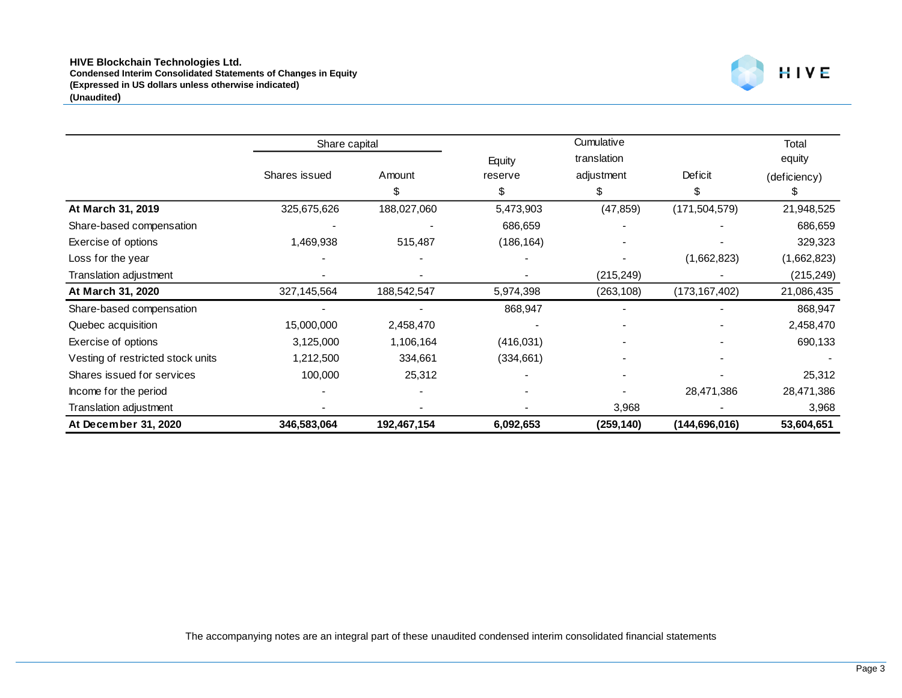**HIVE Blockchain Technologies Ltd.**
**Condensed Interim Consolidated Statements of Changes in Equity**
**(Expressed in US dollars unless otherwise indicated)**
**(Unaudited)**

| | Share capital | | Equity reserve | Cumulative translation adjustment | Deficit | Total equity (deficiency) |
|---|---|---|---|---|---|---|
| | Shares issued | Amount | | | | |
| | | $ | $ | $ | $ | $ |
| **At March 31, 2019** | 325,675,626 | 188,027,060 | 5,473,903 | (47,859) | (171,504,579) | 21,948,525 |
| Share-based compensation | - | - | 686,659 | - | - | 686,659 |
| Exercise of options | 1,469,938 | 515,487 | (186,164) | - | - | 329,323 |
| Loss for the year | - | - | - | - | (1,662,823) | (1,662,823) |
| Translation adjustment | - | - | - | (215,249) | - | (215,249) |
| **At March 31, 2020** | 327,145,564 | 188,542,547 | 5,974,398 | (263,108) | (173,167,402) | 21,086,435 |
| Share-based compensation | - | - | 868,947 | - | - | 868,947 |
| Quebec acquisition | 15,000,000 | 2,458,470 | - | - | - | 2,458,470 |
| Exercise of options | 3,125,000 | 1,106,164 | (416,031) | - | - | 690,133 |
| Vesting of restricted stock units | 1,212,500 | 334,661 | (334,661) | - | - | - |
| Shares issued for services | 100,000 | 25,312 | - | - | - | 25,312 |
| Income for the period | - | - | - | - | 28,471,386 | 28,471,386 |
| Translation adjustment | - | - | - | 3,968 | - | 3,968 |
| **At December 31, 2020** | **346,583,064** | **192,467,154** | **6,092,653** | **(259,140)** | **(144,696,016)** | **53,604,651** |

The accompanying notes are an integral part of these unaudited condensed interim consolidated financial statements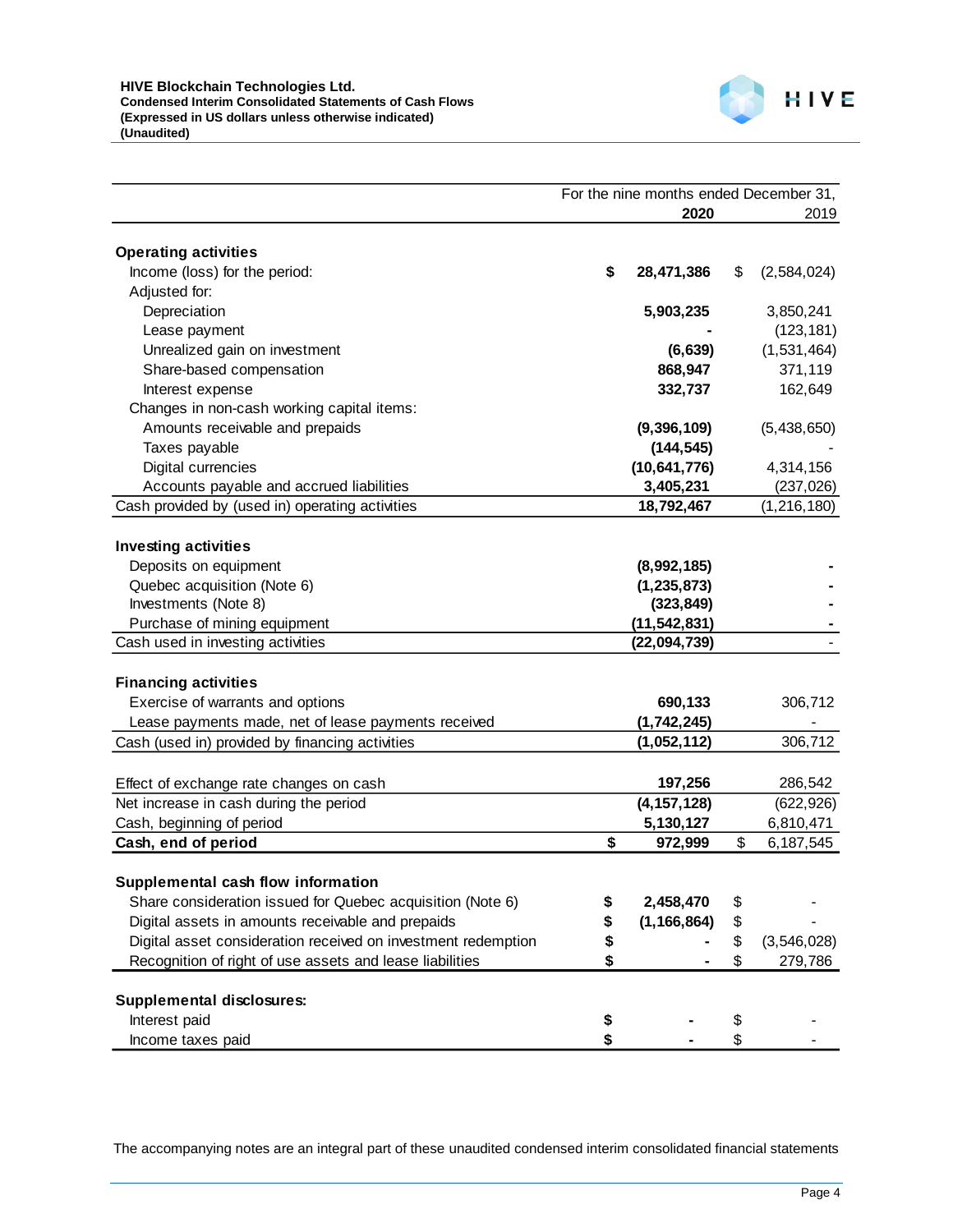**HIVE Blockchain Technologies Ltd.**
**Condensed Interim Consolidated Statements of Cash Flows**
**(Expressed in US dollars unless otherwise indicated)**
**(Unaudited)**

| | For the nine months ended December 31, 2020 | 2019 |
|---|---|---|
| **Operating activities** | | |
| Income (loss) for the period: | **$ 28,471,386** | $ (2,584,024) |
| Adjusted for: | | |
| Depreciation | **5,903,235** | 3,850,241 |
| Lease payment | **-** | (123,181) |
| Unrealized gain on investment | **(6,639)** | (1,531,464) |
| Share-based compensation | **868,947** | 371,119 |
| Interest expense | **332,737** | 162,649 |
| Changes in non-cash working capital items: | | |
| Amounts receivable and prepaids | **(9,396,109)** | (5,438,650) |
| Taxes payable | **(144,545)** | - |
| Digital currencies | **(10,641,776)** | 4,314,156 |
| Accounts payable and accrued liabilities | **3,405,231** | (237,026) |
| Cash provided by (used in) operating activities | **18,792,467** | (1,216,180) |
| **Investing activities** | | |
| Deposits on equipment | **(8,992,185)** | **-** |
| Quebec acquisition (Note 6) | **(1,235,873)** | **-** |
| Investments (Note 8) | **(323,849)** | **-** |
| Purchase of mining equipment | **(11,542,831)** | **-** |
| Cash used in investing activities | **(22,094,739)** | - |
| **Financing activities** | | |
| Exercise of warrants and options | **690,133** | 306,712 |
| Lease payments made, net of lease payments received | **(1,742,245)** | - |
| Cash (used in) provided by financing activities | **(1,052,112)** | 306,712 |
| Effect of exchange rate changes on cash | **197,256** | 286,542 |
| Net increase in cash during the period | **(4,157,128)** | (622,926) |
| Cash, beginning of period | **5,130,127** | 6,810,471 |
| **Cash, end of period** | **$ 972,999** | $ 6,187,545 |
| **Supplemental cash flow information** | | |
| Share consideration issued for Quebec acquisition (Note 6) | **$ 2,458,470** | $ - |
| Digital assets in amounts receivable and prepaids | **$ (1,166,864)** | $ - |
| Digital asset consideration received on investment redemption | **$ -** | $ (3,546,028) |
| Recognition of right of use assets and lease liabilities | **$ -** | $ 279,786 |
| **Supplemental disclosures:** | | |
| Interest paid | **$ -** | $ - |
| Income taxes paid | **$ -** | $ - |

The accompanying notes are an integral part of these unaudited condensed interim consolidated financial statements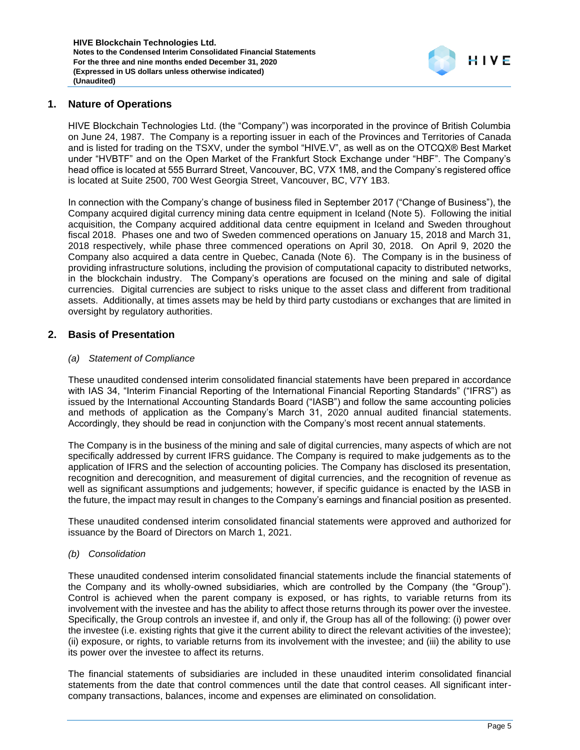## 1. Nature of Operations

HIVE Blockchain Technologies Ltd. (the "Company") was incorporated in the province of British Columbia on June 24, 1987. The Company is a reporting issuer in each of the Provinces and Territories of Canada and is listed for trading on the TSXV, under the symbol "HIVE.V", as well as on the OTCQX® Best Market under "HVBTF" and on the Open Market of the Frankfurt Stock Exchange under "HBF". The Company's head office is located at 555 Burrard Street, Vancouver, BC, V7X 1M8, and the Company's registered office is located at Suite 2500, 700 West Georgia Street, Vancouver, BC, V7Y 1B3.

In connection with the Company's change of business filed in September 2017 ("Change of Business"), the Company acquired digital currency mining data centre equipment in Iceland (Note 5). Following the initial acquisition, the Company acquired additional data centre equipment in Iceland and Sweden throughout fiscal 2018. Phases one and two of Sweden commenced operations on January 15, 2018 and March 31, 2018 respectively, while phase three commenced operations on April 30, 2018. On April 9, 2020 the Company also acquired a data centre in Quebec, Canada (Note 6). The Company is in the business of providing infrastructure solutions, including the provision of computational capacity to distributed networks, in the blockchain industry. The Company's operations are focused on the mining and sale of digital currencies. Digital currencies are subject to risks unique to the asset class and different from traditional assets. Additionally, at times assets may be held by third party custodians or exchanges that are limited in oversight by regulatory authorities.

## 2. Basis of Presentation

### *(a) Statement of Compliance*

These unaudited condensed interim consolidated financial statements have been prepared in accordance with IAS 34, "Interim Financial Reporting of the International Financial Reporting Standards" ("IFRS") as issued by the International Accounting Standards Board ("IASB") and follow the same accounting policies and methods of application as the Company's March 31, 2020 annual audited financial statements. Accordingly, they should be read in conjunction with the Company's most recent annual statements.

The Company is in the business of the mining and sale of digital currencies, many aspects of which are not specifically addressed by current IFRS guidance. The Company is required to make judgements as to the application of IFRS and the selection of accounting policies. The Company has disclosed its presentation, recognition and derecognition, and measurement of digital currencies, and the recognition of revenue as well as significant assumptions and judgements; however, if specific guidance is enacted by the IASB in the future, the impact may result in changes to the Company's earnings and financial position as presented.

These unaudited condensed interim consolidated financial statements were approved and authorized for issuance by the Board of Directors on March 1, 2021.

### *(b) Consolidation*

These unaudited condensed interim consolidated financial statements include the financial statements of the Company and its wholly-owned subsidiaries, which are controlled by the Company (the "Group"). Control is achieved when the parent company is exposed, or has rights, to variable returns from its involvement with the investee and has the ability to affect those returns through its power over the investee. Specifically, the Group controls an investee if, and only if, the Group has all of the following: (i) power over the investee (i.e. existing rights that give it the current ability to direct the relevant activities of the investee); (ii) exposure, or rights, to variable returns from its involvement with the investee; and (iii) the ability to use its power over the investee to affect its returns.

The financial statements of subsidiaries are included in these unaudited interim consolidated financial statements from the date that control commences until the date that control ceases. All significant inter-company transactions, balances, income and expenses are eliminated on consolidation.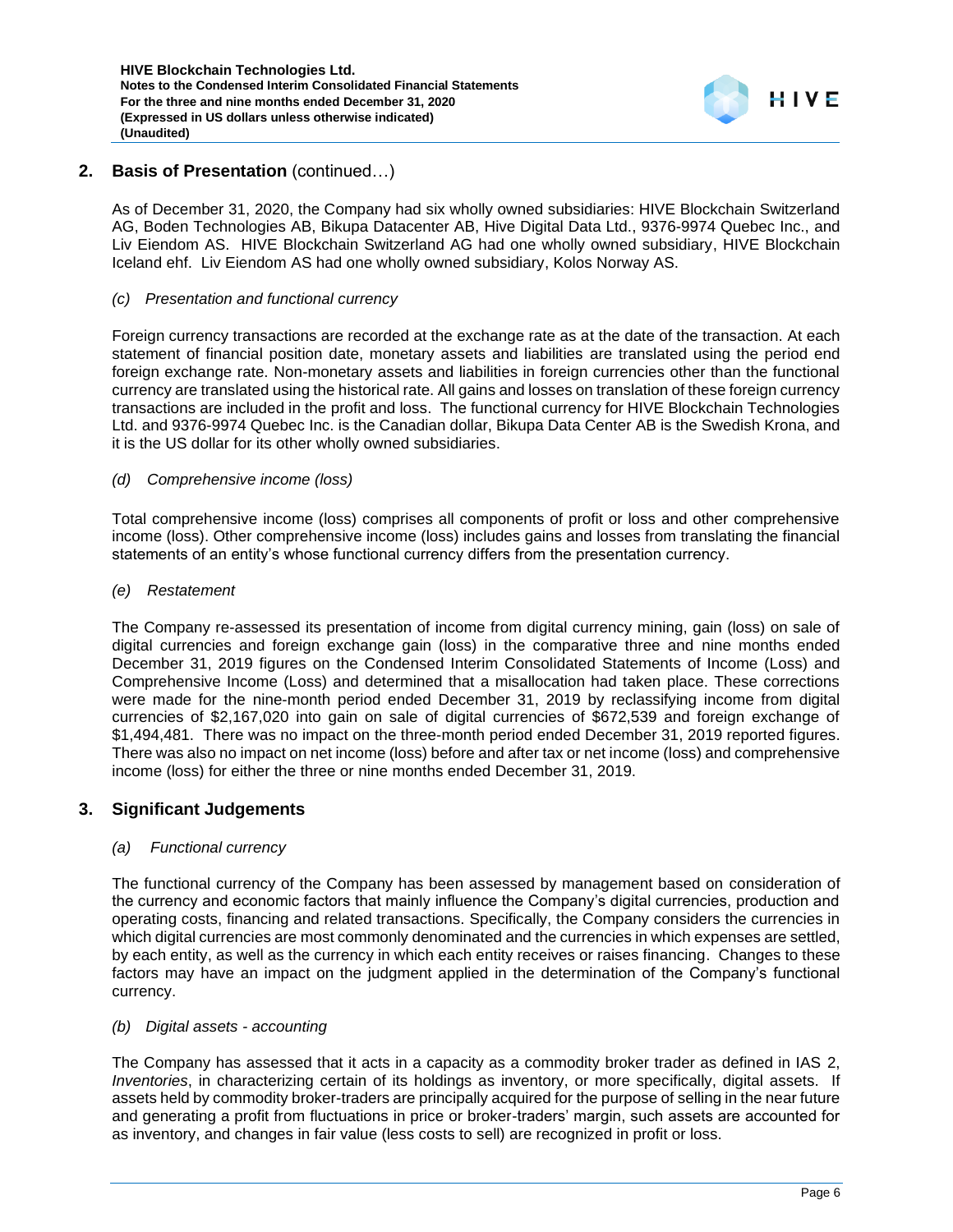## 2. Basis of Presentation (continued…)

As of December 31, 2020, the Company had six wholly owned subsidiaries: HIVE Blockchain Switzerland AG, Boden Technologies AB, Bikupa Datacenter AB, Hive Digital Data Ltd., 9376-9974 Quebec Inc., and Liv Eiendom AS. HIVE Blockchain Switzerland AG had one wholly owned subsidiary, HIVE Blockchain Iceland ehf. Liv Eiendom AS had one wholly owned subsidiary, Kolos Norway AS.

*(c) Presentation and functional currency*

Foreign currency transactions are recorded at the exchange rate as at the date of the transaction. At each statement of financial position date, monetary assets and liabilities are translated using the period end foreign exchange rate. Non-monetary assets and liabilities in foreign currencies other than the functional currency are translated using the historical rate. All gains and losses on translation of these foreign currency transactions are included in the profit and loss. The functional currency for HIVE Blockchain Technologies Ltd. and 9376-9974 Quebec Inc. is the Canadian dollar, Bikupa Data Center AB is the Swedish Krona, and it is the US dollar for its other wholly owned subsidiaries.

*(d) Comprehensive income (loss)*

Total comprehensive income (loss) comprises all components of profit or loss and other comprehensive income (loss). Other comprehensive income (loss) includes gains and losses from translating the financial statements of an entity's whose functional currency differs from the presentation currency.

*(e) Restatement*

The Company re-assessed its presentation of income from digital currency mining, gain (loss) on sale of digital currencies and foreign exchange gain (loss) in the comparative three and nine months ended December 31, 2019 figures on the Condensed Interim Consolidated Statements of Income (Loss) and Comprehensive Income (Loss) and determined that a misallocation had taken place. These corrections were made for the nine-month period ended December 31, 2019 by reclassifying income from digital currencies of $2,167,020 into gain on sale of digital currencies of $672,539 and foreign exchange of $1,494,481. There was no impact on the three-month period ended December 31, 2019 reported figures. There was also no impact on net income (loss) before and after tax or net income (loss) and comprehensive income (loss) for either the three or nine months ended December 31, 2019.

## 3. Significant Judgements

*(a) Functional currency*

The functional currency of the Company has been assessed by management based on consideration of the currency and economic factors that mainly influence the Company's digital currencies, production and operating costs, financing and related transactions. Specifically, the Company considers the currencies in which digital currencies are most commonly denominated and the currencies in which expenses are settled, by each entity, as well as the currency in which each entity receives or raises financing. Changes to these factors may have an impact on the judgment applied in the determination of the Company's functional currency.

*(b) Digital assets - accounting*

The Company has assessed that it acts in a capacity as a commodity broker trader as defined in IAS 2, *Inventories*, in characterizing certain of its holdings as inventory, or more specifically, digital assets. If assets held by commodity broker-traders are principally acquired for the purpose of selling in the near future and generating a profit from fluctuations in price or broker-traders' margin, such assets are accounted for as inventory, and changes in fair value (less costs to sell) are recognized in profit or loss.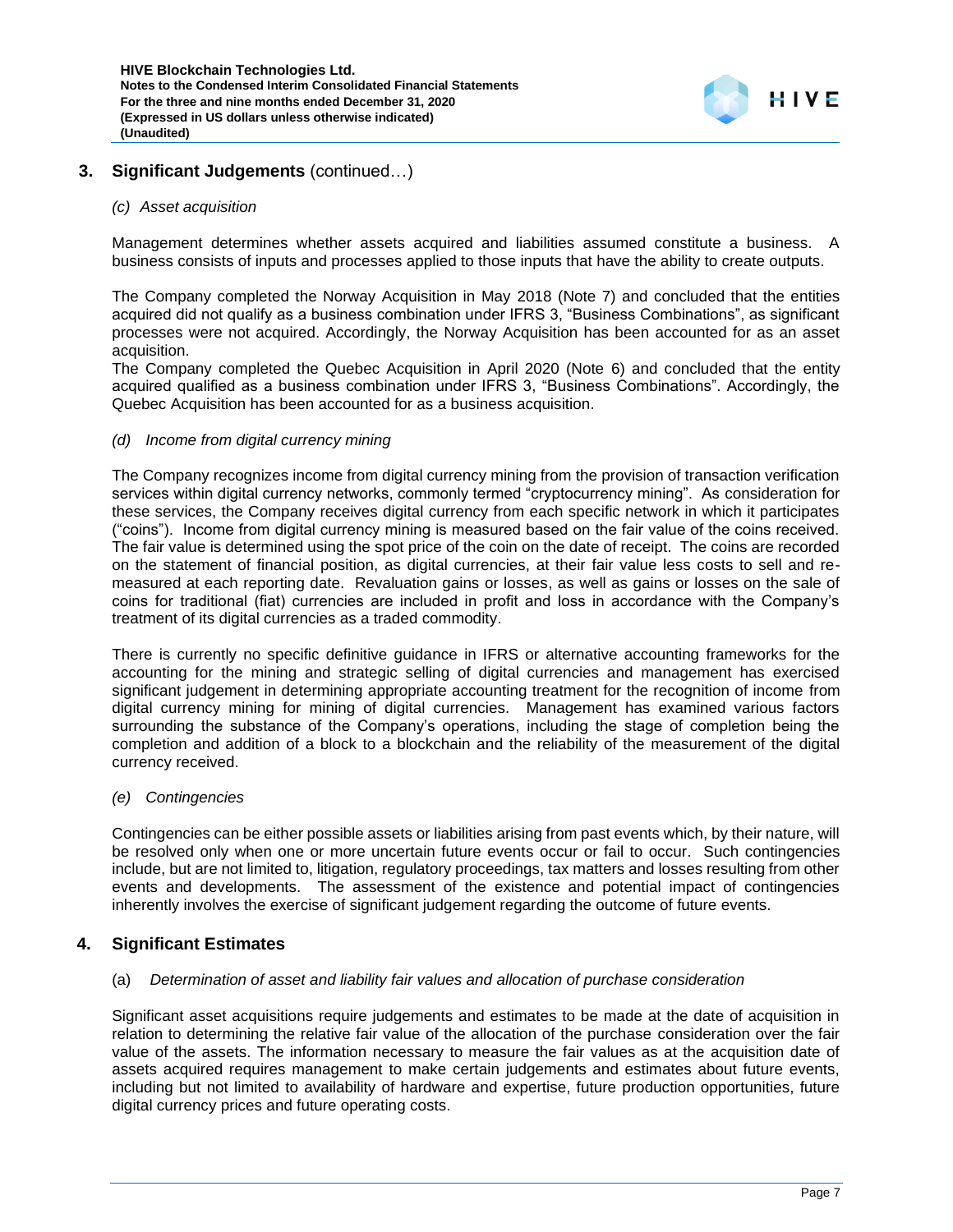## 3. Significant Judgements (continued…)

*(c) Asset acquisition*

Management determines whether assets acquired and liabilities assumed constitute a business. A business consists of inputs and processes applied to those inputs that have the ability to create outputs.

The Company completed the Norway Acquisition in May 2018 (Note 7) and concluded that the entities acquired did not qualify as a business combination under IFRS 3, "Business Combinations", as significant processes were not acquired. Accordingly, the Norway Acquisition has been accounted for as an asset acquisition.

The Company completed the Quebec Acquisition in April 2020 (Note 6) and concluded that the entity acquired qualified as a business combination under IFRS 3, "Business Combinations". Accordingly, the Quebec Acquisition has been accounted for as a business acquisition.

*(d) Income from digital currency mining*

The Company recognizes income from digital currency mining from the provision of transaction verification services within digital currency networks, commonly termed "cryptocurrency mining". As consideration for these services, the Company receives digital currency from each specific network in which it participates ("coins"). Income from digital currency mining is measured based on the fair value of the coins received. The fair value is determined using the spot price of the coin on the date of receipt. The coins are recorded on the statement of financial position, as digital currencies, at their fair value less costs to sell and re-measured at each reporting date. Revaluation gains or losses, as well as gains or losses on the sale of coins for traditional (fiat) currencies are included in profit and loss in accordance with the Company's treatment of its digital currencies as a traded commodity.

There is currently no specific definitive guidance in IFRS or alternative accounting frameworks for the accounting for the mining and strategic selling of digital currencies and management has exercised significant judgement in determining appropriate accounting treatment for the recognition of income from digital currency mining for mining of digital currencies. Management has examined various factors surrounding the substance of the Company's operations, including the stage of completion being the completion and addition of a block to a blockchain and the reliability of the measurement of the digital currency received.

*(e) Contingencies*

Contingencies can be either possible assets or liabilities arising from past events which, by their nature, will be resolved only when one or more uncertain future events occur or fail to occur. Such contingencies include, but are not limited to, litigation, regulatory proceedings, tax matters and losses resulting from other events and developments. The assessment of the existence and potential impact of contingencies inherently involves the exercise of significant judgement regarding the outcome of future events.

## 4. Significant Estimates

(a) *Determination of asset and liability fair values and allocation of purchase consideration*

Significant asset acquisitions require judgements and estimates to be made at the date of acquisition in relation to determining the relative fair value of the allocation of the purchase consideration over the fair value of the assets. The information necessary to measure the fair values as at the acquisition date of assets acquired requires management to make certain judgements and estimates about future events, including but not limited to availability of hardware and expertise, future production opportunities, future digital currency prices and future operating costs.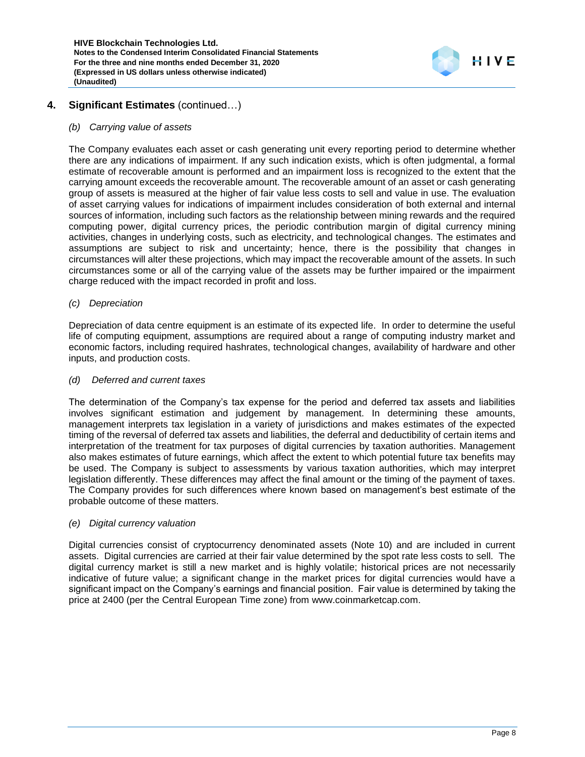## 4. Significant Estimates (continued…)

*(b) Carrying value of assets*

The Company evaluates each asset or cash generating unit every reporting period to determine whether there are any indications of impairment. If any such indication exists, which is often judgmental, a formal estimate of recoverable amount is performed and an impairment loss is recognized to the extent that the carrying amount exceeds the recoverable amount. The recoverable amount of an asset or cash generating group of assets is measured at the higher of fair value less costs to sell and value in use. The evaluation of asset carrying values for indications of impairment includes consideration of both external and internal sources of information, including such factors as the relationship between mining rewards and the required computing power, digital currency prices, the periodic contribution margin of digital currency mining activities, changes in underlying costs, such as electricity, and technological changes. The estimates and assumptions are subject to risk and uncertainty; hence, there is the possibility that changes in circumstances will alter these projections, which may impact the recoverable amount of the assets. In such circumstances some or all of the carrying value of the assets may be further impaired or the impairment charge reduced with the impact recorded in profit and loss.

*(c) Depreciation*

Depreciation of data centre equipment is an estimate of its expected life. In order to determine the useful life of computing equipment, assumptions are required about a range of computing industry market and economic factors, including required hashrates, technological changes, availability of hardware and other inputs, and production costs.

*(d) Deferred and current taxes*

The determination of the Company's tax expense for the period and deferred tax assets and liabilities involves significant estimation and judgement by management. In determining these amounts, management interprets tax legislation in a variety of jurisdictions and makes estimates of the expected timing of the reversal of deferred tax assets and liabilities, the deferral and deductibility of certain items and interpretation of the treatment for tax purposes of digital currencies by taxation authorities. Management also makes estimates of future earnings, which affect the extent to which potential future tax benefits may be used. The Company is subject to assessments by various taxation authorities, which may interpret legislation differently. These differences may affect the final amount or the timing of the payment of taxes. The Company provides for such differences where known based on management's best estimate of the probable outcome of these matters.

*(e) Digital currency valuation*

Digital currencies consist of cryptocurrency denominated assets (Note 10) and are included in current assets. Digital currencies are carried at their fair value determined by the spot rate less costs to sell. The digital currency market is still a new market and is highly volatile; historical prices are not necessarily indicative of future value; a significant change in the market prices for digital currencies would have a significant impact on the Company's earnings and financial position. Fair value is determined by taking the price at 2400 (per the Central European Time zone) from www.coinmarketcap.com.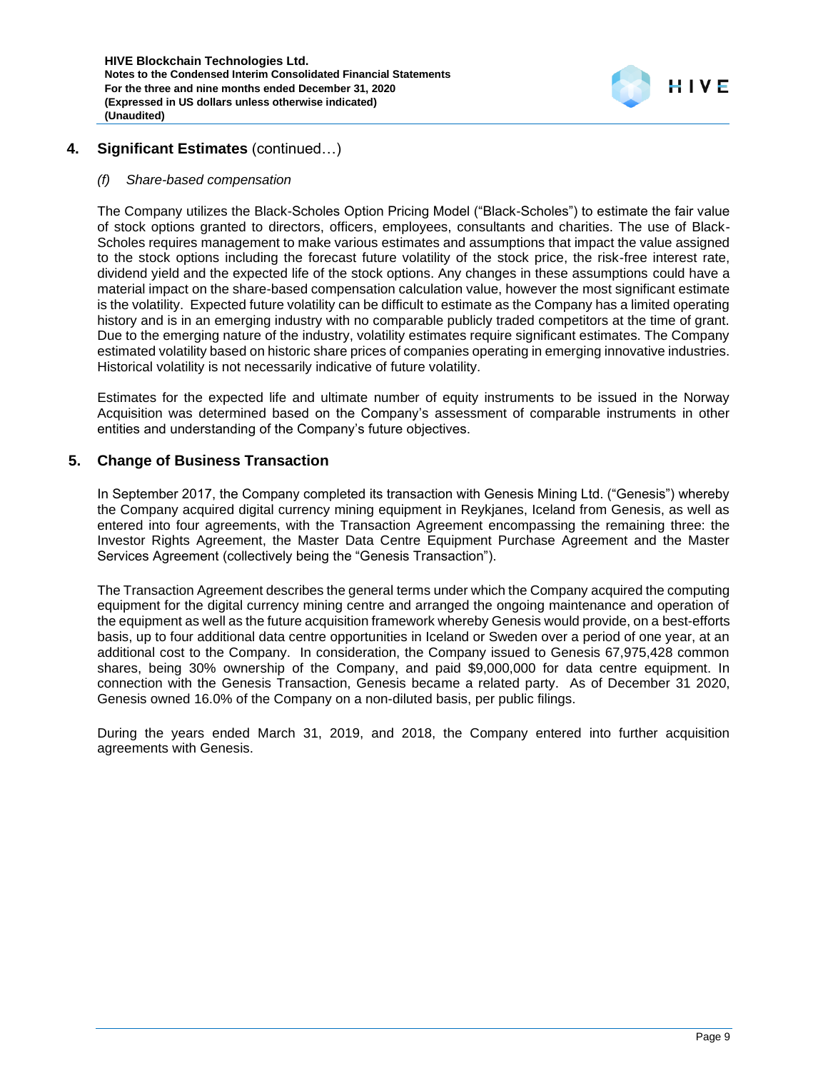## 4. Significant Estimates (continued…)

### *(f) Share-based compensation*

The Company utilizes the Black-Scholes Option Pricing Model ("Black-Scholes") to estimate the fair value of stock options granted to directors, officers, employees, consultants and charities. The use of Black-Scholes requires management to make various estimates and assumptions that impact the value assigned to the stock options including the forecast future volatility of the stock price, the risk-free interest rate, dividend yield and the expected life of the stock options. Any changes in these assumptions could have a material impact on the share-based compensation calculation value, however the most significant estimate is the volatility. Expected future volatility can be difficult to estimate as the Company has a limited operating history and is in an emerging industry with no comparable publicly traded competitors at the time of grant. Due to the emerging nature of the industry, volatility estimates require significant estimates. The Company estimated volatility based on historic share prices of companies operating in emerging innovative industries. Historical volatility is not necessarily indicative of future volatility.

Estimates for the expected life and ultimate number of equity instruments to be issued in the Norway Acquisition was determined based on the Company's assessment of comparable instruments in other entities and understanding of the Company's future objectives.

## 5. Change of Business Transaction

In September 2017, the Company completed its transaction with Genesis Mining Ltd. ("Genesis") whereby the Company acquired digital currency mining equipment in Reykjanes, Iceland from Genesis, as well as entered into four agreements, with the Transaction Agreement encompassing the remaining three: the Investor Rights Agreement, the Master Data Centre Equipment Purchase Agreement and the Master Services Agreement (collectively being the "Genesis Transaction").

The Transaction Agreement describes the general terms under which the Company acquired the computing equipment for the digital currency mining centre and arranged the ongoing maintenance and operation of the equipment as well as the future acquisition framework whereby Genesis would provide, on a best-efforts basis, up to four additional data centre opportunities in Iceland or Sweden over a period of one year, at an additional cost to the Company. In consideration, the Company issued to Genesis 67,975,428 common shares, being 30% ownership of the Company, and paid $9,000,000 for data centre equipment. In connection with the Genesis Transaction, Genesis became a related party. As of December 31 2020, Genesis owned 16.0% of the Company on a non-diluted basis, per public filings.

During the years ended March 31, 2019, and 2018, the Company entered into further acquisition agreements with Genesis.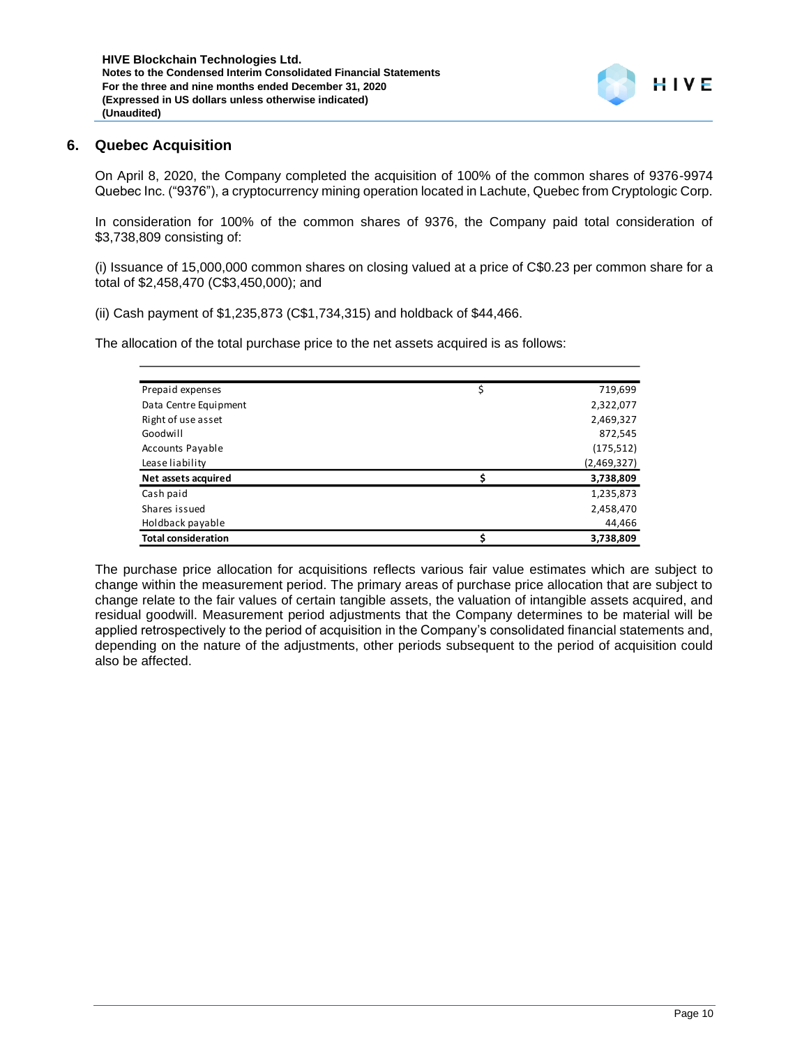## 6. Quebec Acquisition

On April 8, 2020, the Company completed the acquisition of 100% of the common shares of 9376-9974 Quebec Inc. ("9376"), a cryptocurrency mining operation located in Lachute, Quebec from Cryptologic Corp.

In consideration for 100% of the common shares of 9376, the Company paid total consideration of $3,738,809 consisting of:

(i) Issuance of 15,000,000 common shares on closing valued at a price of C$0.23 per common share for a total of $2,458,470 (C$3,450,000); and

(ii) Cash payment of $1,235,873 (C$1,734,315) and holdback of $44,466.

The allocation of the total purchase price to the net assets acquired is as follows:

| | | |
|---|---|---|
| Prepaid expenses | $ | 719,699 |
| Data Centre Equipment | | 2,322,077 |
| Right of use asset | | 2,469,327 |
| Goodwill | | 872,545 |
| Accounts Payable | | (175,512) |
| Lease liability | | (2,469,327) |
| **Net assets acquired** | **$** | **3,738,809** |
| Cash paid | | 1,235,873 |
| Shares issued | | 2,458,470 |
| Holdback payable | | 44,466 |
| **Total consideration** | **$** | **3,738,809** |

The purchase price allocation for acquisitions reflects various fair value estimates which are subject to change within the measurement period. The primary areas of purchase price allocation that are subject to change relate to the fair values of certain tangible assets, the valuation of intangible assets acquired, and residual goodwill. Measurement period adjustments that the Company determines to be material will be applied retrospectively to the period of acquisition in the Company's consolidated financial statements and, depending on the nature of the adjustments, other periods subsequent to the period of acquisition could also be affected.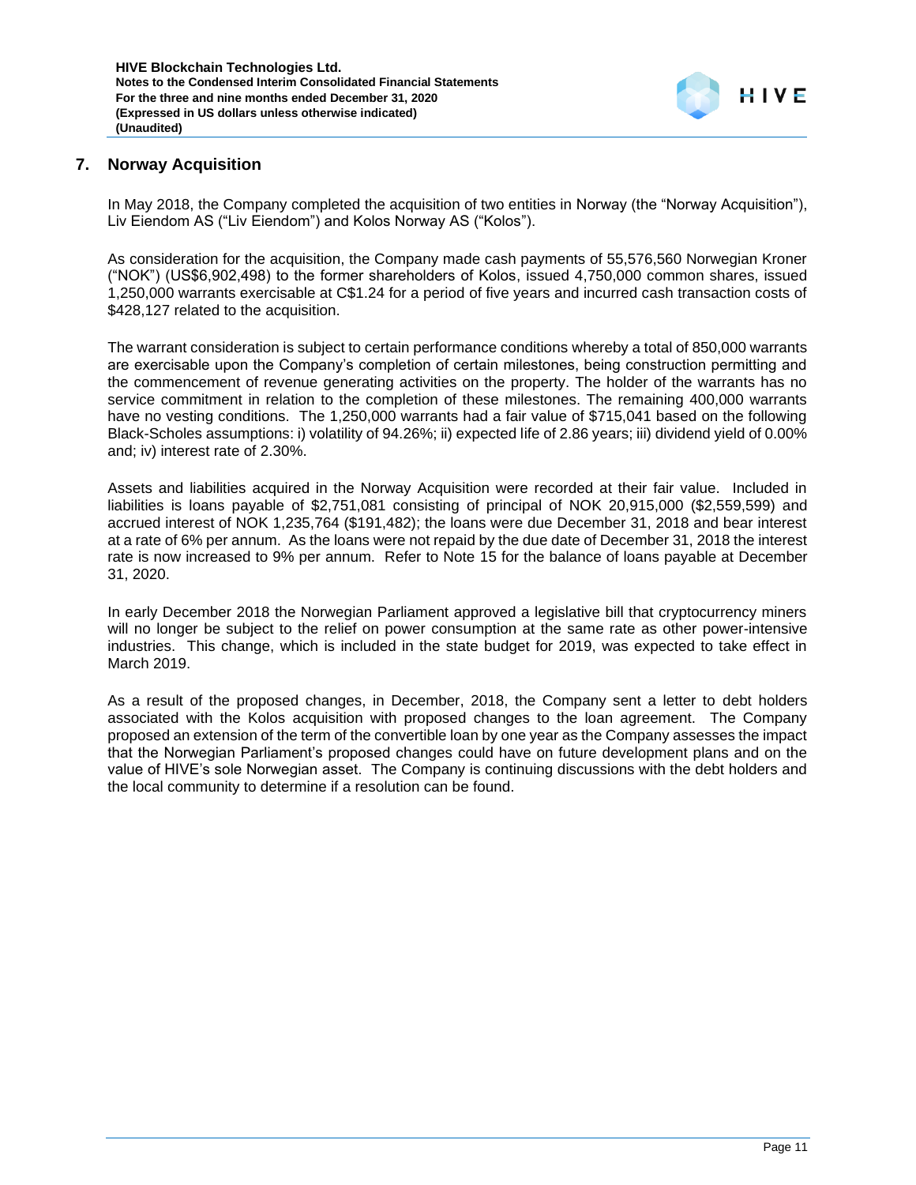## 7. Norway Acquisition

In May 2018, the Company completed the acquisition of two entities in Norway (the "Norway Acquisition"), Liv Eiendom AS ("Liv Eiendom") and Kolos Norway AS ("Kolos").

As consideration for the acquisition, the Company made cash payments of 55,576,560 Norwegian Kroner ("NOK") (US$6,902,498) to the former shareholders of Kolos, issued 4,750,000 common shares, issued 1,250,000 warrants exercisable at C$1.24 for a period of five years and incurred cash transaction costs of $428,127 related to the acquisition.

The warrant consideration is subject to certain performance conditions whereby a total of 850,000 warrants are exercisable upon the Company's completion of certain milestones, being construction permitting and the commencement of revenue generating activities on the property. The holder of the warrants has no service commitment in relation to the completion of these milestones. The remaining 400,000 warrants have no vesting conditions. The 1,250,000 warrants had a fair value of $715,041 based on the following Black-Scholes assumptions: i) volatility of 94.26%; ii) expected life of 2.86 years; iii) dividend yield of 0.00% and; iv) interest rate of 2.30%.

Assets and liabilities acquired in the Norway Acquisition were recorded at their fair value. Included in liabilities is loans payable of $2,751,081 consisting of principal of NOK 20,915,000 ($2,559,599) and accrued interest of NOK 1,235,764 ($191,482); the loans were due December 31, 2018 and bear interest at a rate of 6% per annum. As the loans were not repaid by the due date of December 31, 2018 the interest rate is now increased to 9% per annum. Refer to Note 15 for the balance of loans payable at December 31, 2020.

In early December 2018 the Norwegian Parliament approved a legislative bill that cryptocurrency miners will no longer be subject to the relief on power consumption at the same rate as other power-intensive industries. This change, which is included in the state budget for 2019, was expected to take effect in March 2019.

As a result of the proposed changes, in December, 2018, the Company sent a letter to debt holders associated with the Kolos acquisition with proposed changes to the loan agreement. The Company proposed an extension of the term of the convertible loan by one year as the Company assesses the impact that the Norwegian Parliament's proposed changes could have on future development plans and on the value of HIVE's sole Norwegian asset. The Company is continuing discussions with the debt holders and the local community to determine if a resolution can be found.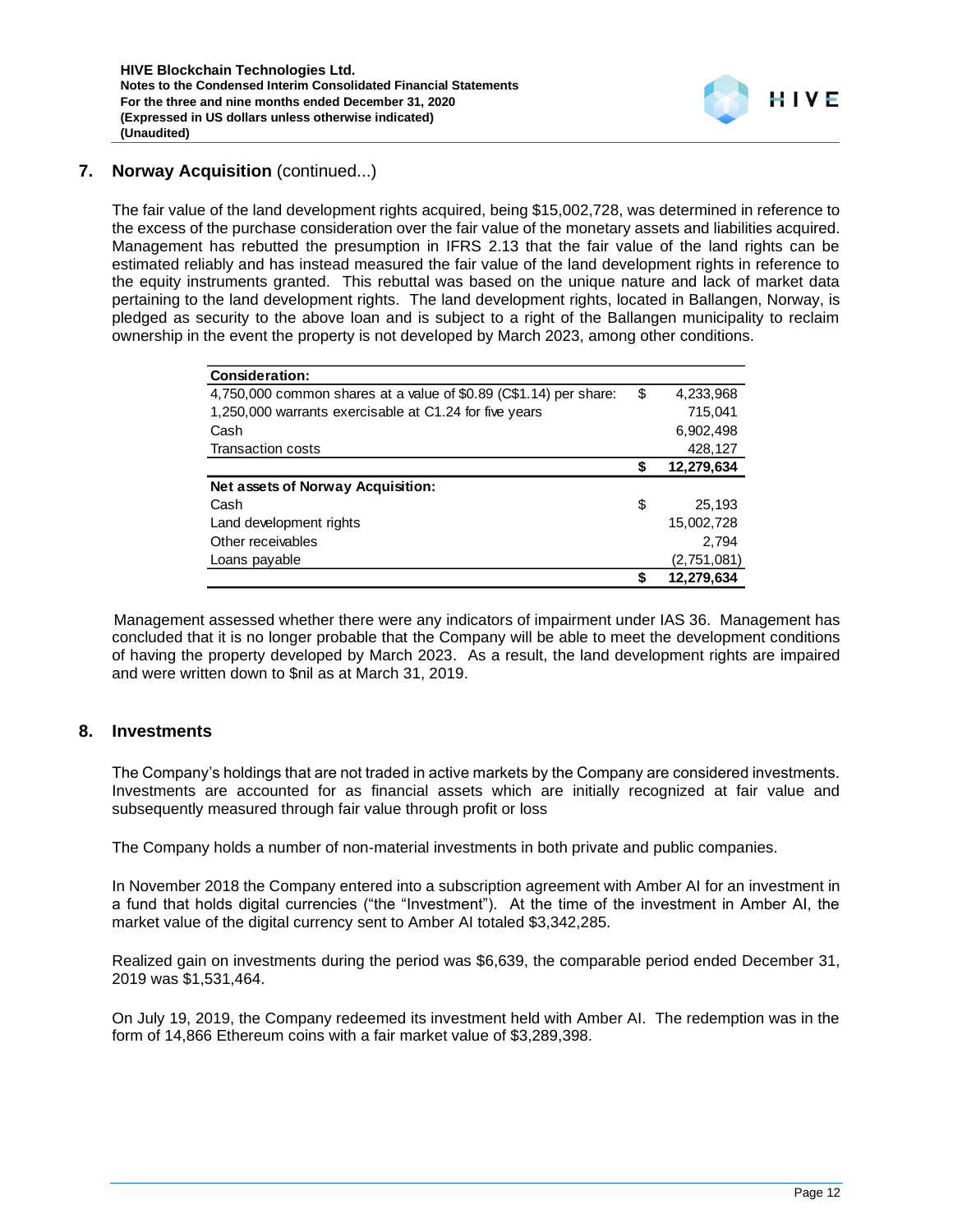## 7. Norway Acquisition (continued...)

The fair value of the land development rights acquired, being $15,002,728, was determined in reference to the excess of the purchase consideration over the fair value of the monetary assets and liabilities acquired. Management has rebutted the presumption in IFRS 2.13 that the fair value of the land rights can be estimated reliably and has instead measured the fair value of the land development rights in reference to the equity instruments granted. This rebuttal was based on the unique nature and lack of market data pertaining to the land development rights. The land development rights, located in Ballangen, Norway, is pledged as security to the above loan and is subject to a right of the Ballangen municipality to reclaim ownership in the event the property is not developed by March 2023, among other conditions.

| **Consideration:** | | |
|---|---|---|
| 4,750,000 common shares at a value of $0.89 (C$1.14) per share: | $ | 4,233,968 |
| 1,250,000 warrants exercisable at C1.24 for five years | | 715,041 |
| Cash | | 6,902,498 |
| Transaction costs | | 428,127 |
| | **$** | **12,279,634** |
| **Net assets of Norway Acquisition:** | | |
| Cash | $ | 25,193 |
| Land development rights | | 15,002,728 |
| Other receivables | | 2,794 |
| Loans payable | | (2,751,081) |
| | **$** | **12,279,634** |

Management assessed whether there were any indicators of impairment under IAS 36. Management has concluded that it is no longer probable that the Company will be able to meet the development conditions of having the property developed by March 2023. As a result, the land development rights are impaired and were written down to $nil as at March 31, 2019.

## 8. Investments

The Company's holdings that are not traded in active markets by the Company are considered investments. Investments are accounted for as financial assets which are initially recognized at fair value and subsequently measured through fair value through profit or loss

The Company holds a number of non-material investments in both private and public companies.

In November 2018 the Company entered into a subscription agreement with Amber AI for an investment in a fund that holds digital currencies ("the "Investment"). At the time of the investment in Amber AI, the market value of the digital currency sent to Amber AI totaled $3,342,285.

Realized gain on investments during the period was $6,639, the comparable period ended December 31, 2019 was $1,531,464.

On July 19, 2019, the Company redeemed its investment held with Amber AI. The redemption was in the form of 14,866 Ethereum coins with a fair market value of $3,289,398.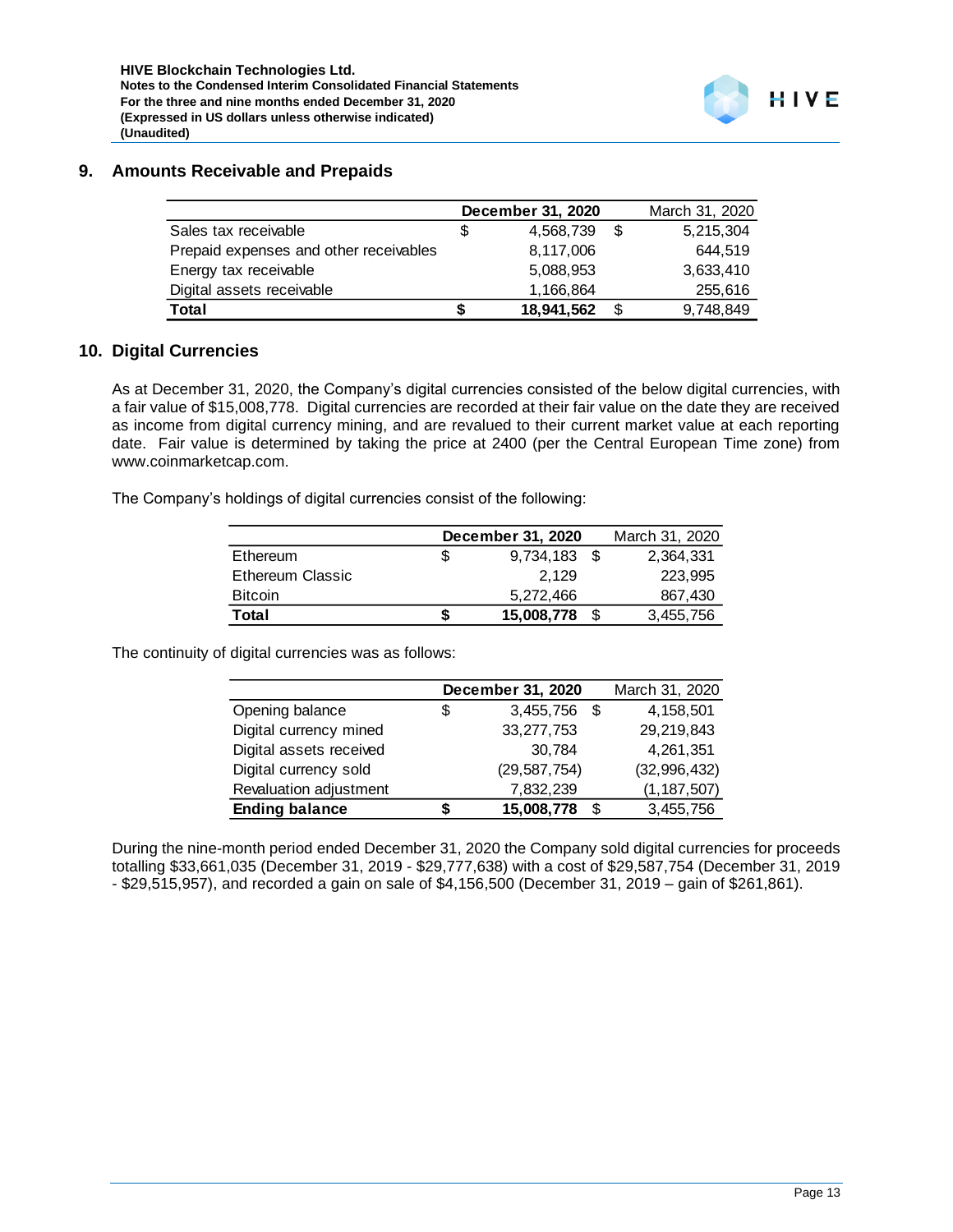## 9. Amounts Receivable and Prepaids

| | December 31, 2020 | March 31, 2020 |
|---|---|---|
| Sales tax receivable | $ 4,568,739 | $ 5,215,304 |
| Prepaid expenses and other receivables | 8,117,006 | 644,519 |
| Energy tax receivable | 5,088,953 | 3,633,410 |
| Digital assets receivable | 1,166,864 | 255,616 |
| **Total** | **$ 18,941,562** | $ 9,748,849 |

## 10. Digital Currencies

As at December 31, 2020, the Company's digital currencies consisted of the below digital currencies, with a fair value of $15,008,778. Digital currencies are recorded at their fair value on the date they are received as income from digital currency mining, and are revalued to their current market value at each reporting date. Fair value is determined by taking the price at 2400 (per the Central European Time zone) from www.coinmarketcap.com.

The Company's holdings of digital currencies consist of the following:

| | December 31, 2020 | March 31, 2020 |
|---|---|---|
| Ethereum | $ 9,734,183 | $ 2,364,331 |
| Ethereum Classic | 2,129 | 223,995 |
| Bitcoin | 5,272,466 | 867,430 |
| **Total** | **$ 15,008,778** | $ 3,455,756 |

The continuity of digital currencies was as follows:

| | December 31, 2020 | March 31, 2020 |
|---|---|---|
| Opening balance | $ 3,455,756 | $ 4,158,501 |
| Digital currency mined | 33,277,753 | 29,219,843 |
| Digital assets received | 30,784 | 4,261,351 |
| Digital currency sold | (29,587,754) | (32,996,432) |
| Revaluation adjustment | 7,832,239 | (1,187,507) |
| **Ending balance** | **$ 15,008,778** | $ 3,455,756 |

During the nine-month period ended December 31, 2020 the Company sold digital currencies for proceeds totalling $33,661,035 (December 31, 2019 - $29,777,638) with a cost of $29,587,754 (December 31, 2019 - $29,515,957), and recorded a gain on sale of $4,156,500 (December 31, 2019 – gain of $261,861).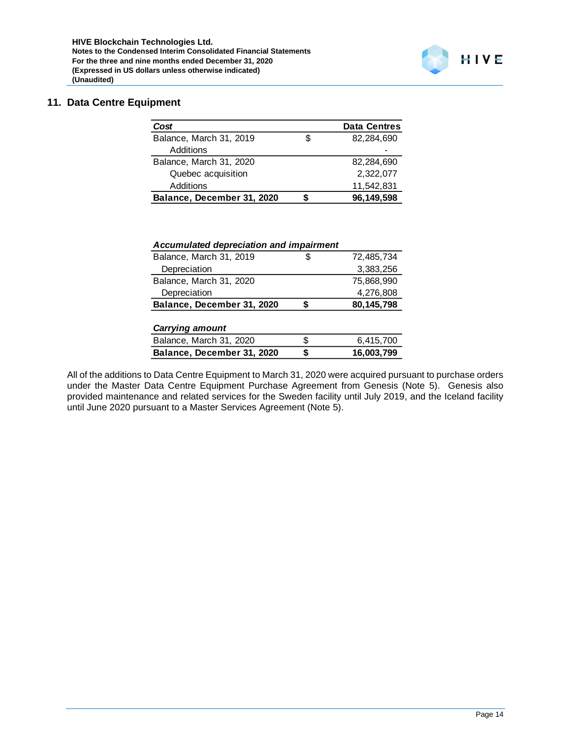## 11. Data Centre Equipment

| *Cost* | | Data Centres |
|---|---|---|
| Balance, March 31, 2019 | $ | 82,284,690 |
| Additions | | - |
| Balance, March 31, 2020 | | 82,284,690 |
| Quebec acquisition | | 2,322,077 |
| Additions | | 11,542,831 |
| **Balance, December 31, 2020** | **$** | **96,149,598** |

| *Accumulated depreciation and impairment* | | |
|---|---|---|
| Balance, March 31, 2019 | $ | 72,485,734 |
| Depreciation | | 3,383,256 |
| Balance, March 31, 2020 | | 75,868,990 |
| Depreciation | | 4,276,808 |
| **Balance, December 31, 2020** | **$** | **80,145,798** |
| | | |
| ***Carrying amount*** | | |
| Balance, March 31, 2020 | $ | 6,415,700 |
| **Balance, December 31, 2020** | **$** | **16,003,799** |

All of the additions to Data Centre Equipment to March 31, 2020 were acquired pursuant to purchase orders under the Master Data Centre Equipment Purchase Agreement from Genesis (Note 5). Genesis also provided maintenance and related services for the Sweden facility until July 2019, and the Iceland facility until June 2020 pursuant to a Master Services Agreement (Note 5).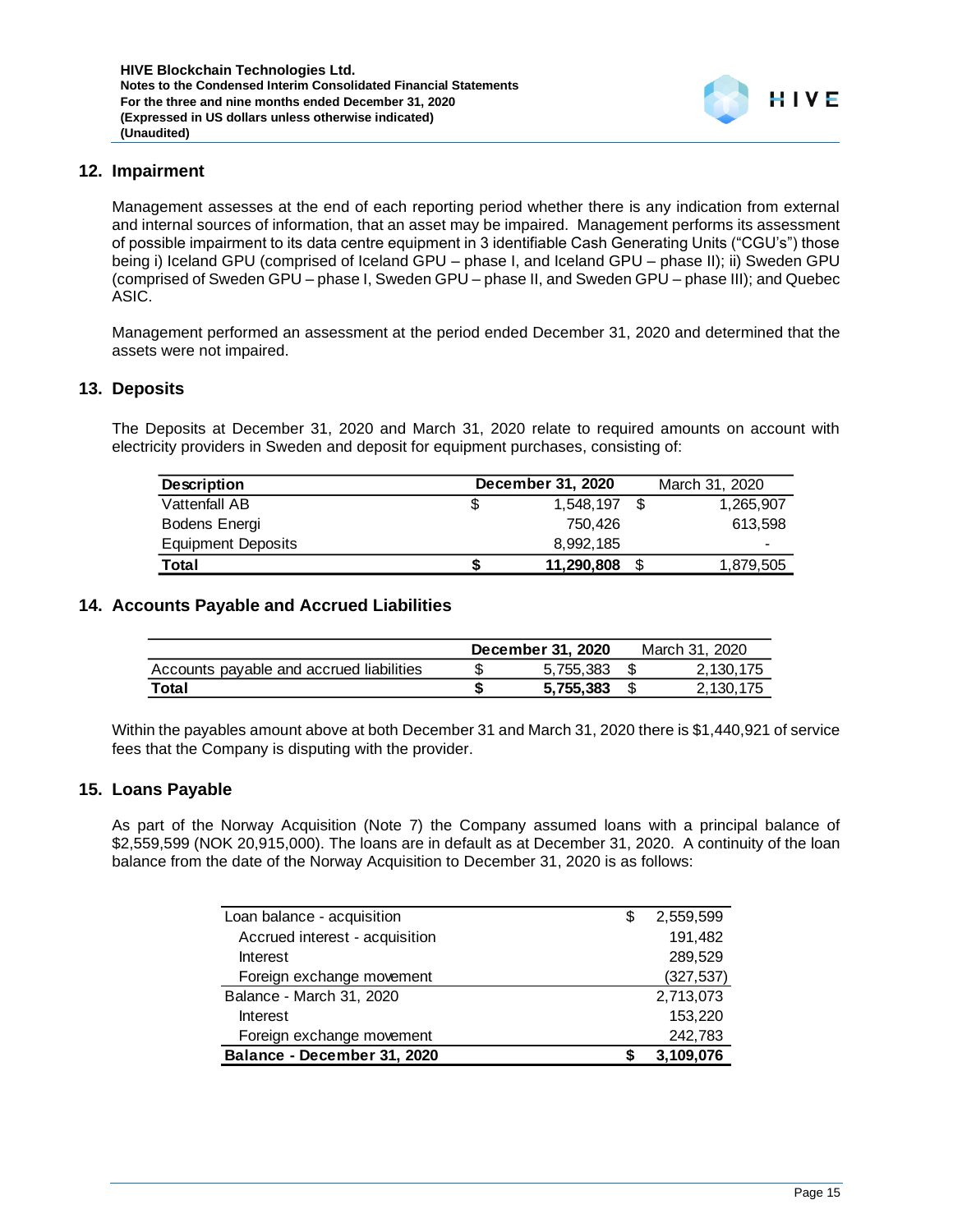## 12. Impairment

Management assesses at the end of each reporting period whether there is any indication from external and internal sources of information, that an asset may be impaired. Management performs its assessment of possible impairment to its data centre equipment in 3 identifiable Cash Generating Units ("CGU's") those being i) Iceland GPU (comprised of Iceland GPU – phase I, and Iceland GPU – phase II); ii) Sweden GPU (comprised of Sweden GPU – phase I, Sweden GPU – phase II, and Sweden GPU – phase III); and Quebec ASIC.

Management performed an assessment at the period ended December 31, 2020 and determined that the assets were not impaired.

## 13. Deposits

The Deposits at December 31, 2020 and March 31, 2020 relate to required amounts on account with electricity providers in Sweden and deposit for equipment purchases, consisting of:

| Description | December 31, 2020 | March 31, 2020 |
|---|---|---|
| Vattenfall AB | $ 1,548,197 | $ 1,265,907 |
| Bodens Energi | 750,426 | 613,598 |
| Equipment Deposits | 8,992,185 | - |
| **Total** | **$ 11,290,808** | $ 1,879,505 |

## 14. Accounts Payable and Accrued Liabilities

| | December 31, 2020 | March 31, 2020 |
|---|---|---|
| Accounts payable and accrued liabilities | $ 5,755,383 | $ 2,130,175 |
| **Total** | **$ 5,755,383** | $ 2,130,175 |

Within the payables amount above at both December 31 and March 31, 2020 there is $1,440,921 of service fees that the Company is disputing with the provider.

## 15. Loans Payable

As part of the Norway Acquisition (Note 7) the Company assumed loans with a principal balance of $2,559,599 (NOK 20,915,000). The loans are in default as at December 31, 2020. A continuity of the loan balance from the date of the Norway Acquisition to December 31, 2020 is as follows:

| | |
|---|---|
| Loan balance - acquisition | $ 2,559,599 |
| Accrued interest - acquisition | 191,482 |
| Interest | 289,529 |
| Foreign exchange movement | (327,537) |
| Balance - March 31, 2020 | 2,713,073 |
| Interest | 153,220 |
| Foreign exchange movement | 242,783 |
| **Balance - December 31, 2020** | **$ 3,109,076** |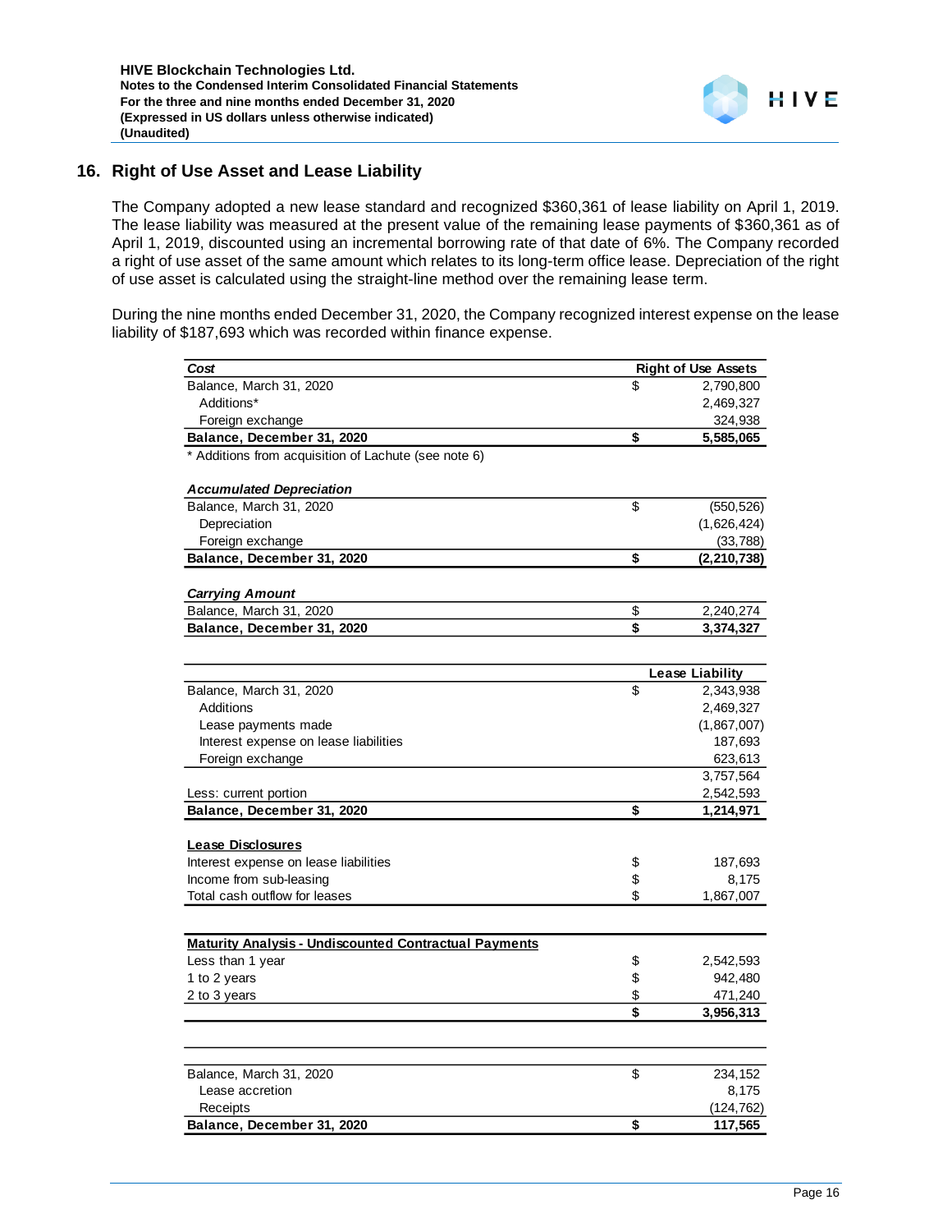## 16. Right of Use Asset and Lease Liability

The Company adopted a new lease standard and recognized $360,361 of lease liability on April 1, 2019. The lease liability was measured at the present value of the remaining lease payments of $360,361 as of April 1, 2019, discounted using an incremental borrowing rate of that date of 6%. The Company recorded a right of use asset of the same amount which relates to its long-term office lease. Depreciation of the right of use asset is calculated using the straight-line method over the remaining lease term.

During the nine months ended December 31, 2020, the Company recognized interest expense on the lease liability of $187,693 which was recorded within finance expense.

| ***Cost*** | | **Right of Use Assets** |
|---|---|---|
| Balance, March 31, 2020 | $ | 2,790,800 |
| Additions* | | 2,469,327 |
| Foreign exchange | | 324,938 |
| **Balance, December 31, 2020** | **$** | **5,585,065** |

\* Additions from acquisition of Lachute (see note 6)

| ***Accumulated Depreciation*** | | |
|---|---|---|
| Balance, March 31, 2020 | $ | (550,526) |
| Depreciation | | (1,626,424) |
| Foreign exchange | | (33,788) |
| **Balance, December 31, 2020** | **$** | **(2,210,738)** |

| ***Carrying Amount*** | | |
|---|---|---|
| Balance, March 31, 2020 | $ | 2,240,274 |
| **Balance, December 31, 2020** | **$** | **3,374,327** |

| | | **Lease Liability** |
|---|---|---|
| Balance, March 31, 2020 | $ | 2,343,938 |
| Additions | | 2,469,327 |
| Lease payments made | | (1,867,007) |
| Interest expense on lease liabilities | | 187,693 |
| Foreign exchange | | 623,613 |
| | | 3,757,564 |
| Less: current portion | | 2,542,593 |
| **Balance, December 31, 2020** | **$** | **1,214,971** |

| **Lease Disclosures** | | |
|---|---|---|
| Interest expense on lease liabilities | $ | 187,693 |
| Income from sub-leasing | $ | 8,175 |
| Total cash outflow for leases | $ | 1,867,007 |

| **Maturity Analysis - Undiscounted Contractual Payments** | | |
|---|---|---|
| Less than 1 year | $ | 2,542,593 |
| 1 to 2 years | $ | 942,480 |
| 2 to 3 years | $ | 471,240 |
| | **$** | **3,956,313** |

| | | |
|---|---|---|
| Balance, March 31, 2020 | $ | 234,152 |
| Lease accretion | | 8,175 |
| Receipts | | (124,762) |
| **Balance, December 31, 2020** | **$** | **117,565** |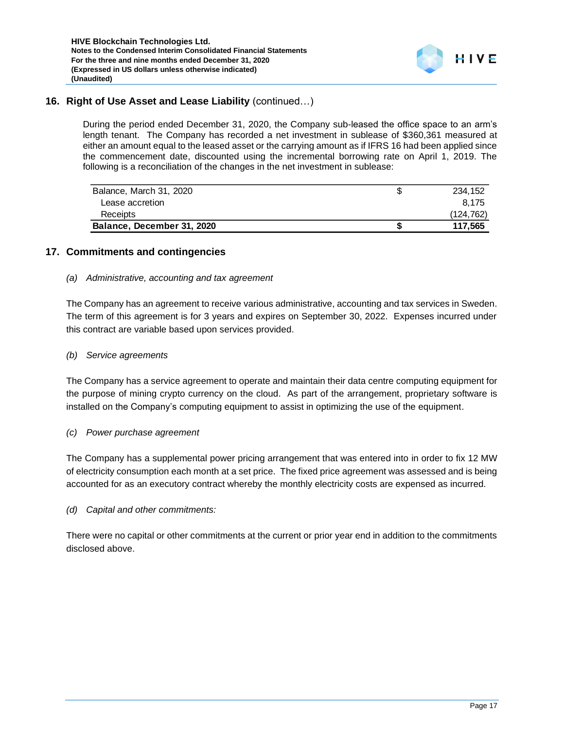## 16. Right of Use Asset and Lease Liability (continued…)

During the period ended December 31, 2020, the Company sub-leased the office space to an arm's length tenant. The Company has recorded a net investment in sublease of $360,361 measured at either an amount equal to the leased asset or the carrying amount as if IFRS 16 had been applied since the commencement date, discounted using the incremental borrowing rate on April 1, 2019. The following is a reconciliation of the changes in the net investment in sublease:

| | | |
|---|---|---|
| Balance, March 31, 2020 | $ | 234,152 |
| Lease accretion | | 8,175 |
| Receipts | | (124,762) |
| **Balance, December 31, 2020** | **$** | **117,565** |

## 17. Commitments and contingencies

*(a) Administrative, accounting and tax agreement*

The Company has an agreement to receive various administrative, accounting and tax services in Sweden. The term of this agreement is for 3 years and expires on September 30, 2022. Expenses incurred under this contract are variable based upon services provided.

*(b) Service agreements*

The Company has a service agreement to operate and maintain their data centre computing equipment for the purpose of mining crypto currency on the cloud. As part of the arrangement, proprietary software is installed on the Company's computing equipment to assist in optimizing the use of the equipment.

*(c) Power purchase agreement*

The Company has a supplemental power pricing arrangement that was entered into in order to fix 12 MW of electricity consumption each month at a set price. The fixed price agreement was assessed and is being accounted for as an executory contract whereby the monthly electricity costs are expensed as incurred.

*(d) Capital and other commitments:*

There were no capital or other commitments at the current or prior year end in addition to the commitments disclosed above.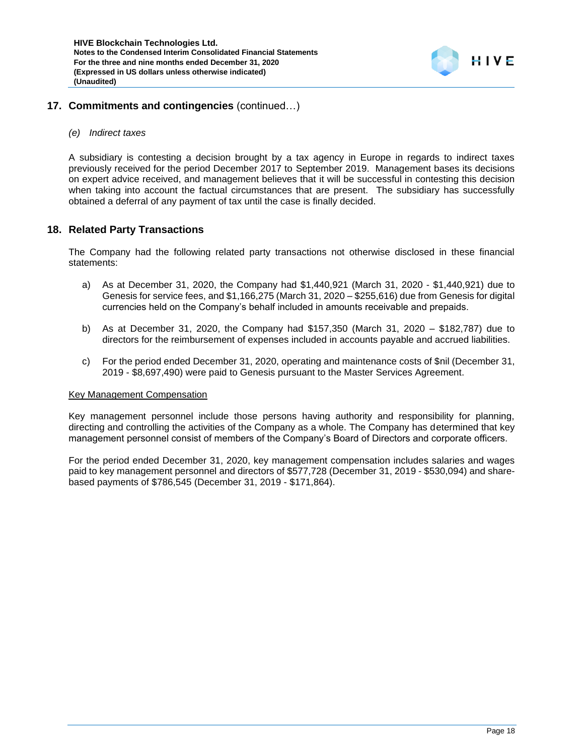## 17. Commitments and contingencies (continued…)

*(e) Indirect taxes*

A subsidiary is contesting a decision brought by a tax agency in Europe in regards to indirect taxes previously received for the period December 2017 to September 2019. Management bases its decisions on expert advice received, and management believes that it will be successful in contesting this decision when taking into account the factual circumstances that are present. The subsidiary has successfully obtained a deferral of any payment of tax until the case is finally decided.

## 18. Related Party Transactions

The Company had the following related party transactions not otherwise disclosed in these financial statements:

a) As at December 31, 2020, the Company had $1,440,921 (March 31, 2020 - $1,440,921) due to Genesis for service fees, and $1,166,275 (March 31, 2020 – $255,616) due from Genesis for digital currencies held on the Company's behalf included in amounts receivable and prepaids.

b) As at December 31, 2020, the Company had $157,350 (March 31, 2020 – $182,787) due to directors for the reimbursement of expenses included in accounts payable and accrued liabilities.

c) For the period ended December 31, 2020, operating and maintenance costs of $nil (December 31, 2019 - $8,697,490) were paid to Genesis pursuant to the Master Services Agreement.

Key Management Compensation

Key management personnel include those persons having authority and responsibility for planning, directing and controlling the activities of the Company as a whole. The Company has determined that key management personnel consist of members of the Company's Board of Directors and corporate officers.

For the period ended December 31, 2020, key management compensation includes salaries and wages paid to key management personnel and directors of $577,728 (December 31, 2019 - $530,094) and share-based payments of $786,545 (December 31, 2019 - $171,864).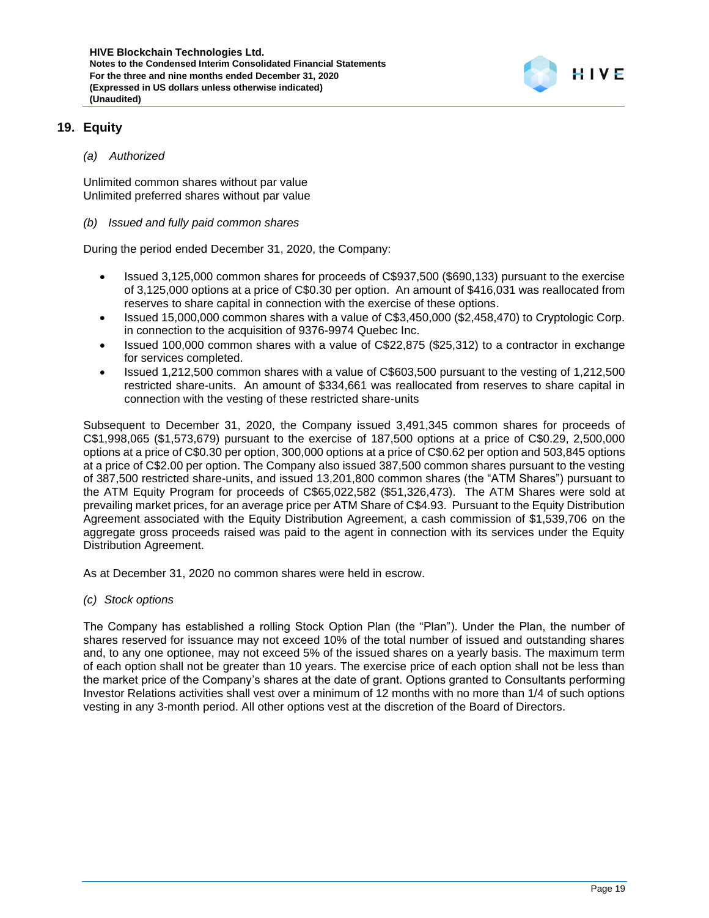## 19. Equity

*(a) Authorized*

Unlimited common shares without par value
Unlimited preferred shares without par value

*(b) Issued and fully paid common shares*

During the period ended December 31, 2020, the Company:

- Issued 3,125,000 common shares for proceeds of C$937,500 ($690,133) pursuant to the exercise of 3,125,000 options at a price of C$0.30 per option. An amount of $416,031 was reallocated from reserves to share capital in connection with the exercise of these options.
- Issued 15,000,000 common shares with a value of C$3,450,000 ($2,458,470) to Cryptologic Corp. in connection to the acquisition of 9376-9974 Quebec Inc.
- Issued 100,000 common shares with a value of C$22,875 ($25,312) to a contractor in exchange for services completed.
- Issued 1,212,500 common shares with a value of C$603,500 pursuant to the vesting of 1,212,500 restricted share-units. An amount of $334,661 was reallocated from reserves to share capital in connection with the vesting of these restricted share-units

Subsequent to December 31, 2020, the Company issued 3,491,345 common shares for proceeds of C$1,998,065 ($1,573,679) pursuant to the exercise of 187,500 options at a price of C$0.29, 2,500,000 options at a price of C$0.30 per option, 300,000 options at a price of C$0.62 per option and 503,845 options at a price of C$2.00 per option. The Company also issued 387,500 common shares pursuant to the vesting of 387,500 restricted share-units, and issued 13,201,800 common shares (the "ATM Shares") pursuant to the ATM Equity Program for proceeds of C$65,022,582 ($51,326,473). The ATM Shares were sold at prevailing market prices, for an average price per ATM Share of C$4.93. Pursuant to the Equity Distribution Agreement associated with the Equity Distribution Agreement, a cash commission of $1,539,706 on the aggregate gross proceeds raised was paid to the agent in connection with its services under the Equity Distribution Agreement.

As at December 31, 2020 no common shares were held in escrow.

*(c) Stock options*

The Company has established a rolling Stock Option Plan (the "Plan"). Under the Plan, the number of shares reserved for issuance may not exceed 10% of the total number of issued and outstanding shares and, to any one optionee, may not exceed 5% of the issued shares on a yearly basis. The maximum term of each option shall not be greater than 10 years. The exercise price of each option shall not be less than the market price of the Company's shares at the date of grant. Options granted to Consultants performing Investor Relations activities shall vest over a minimum of 12 months with no more than 1/4 of such options vesting in any 3-month period. All other options vest at the discretion of the Board of Directors.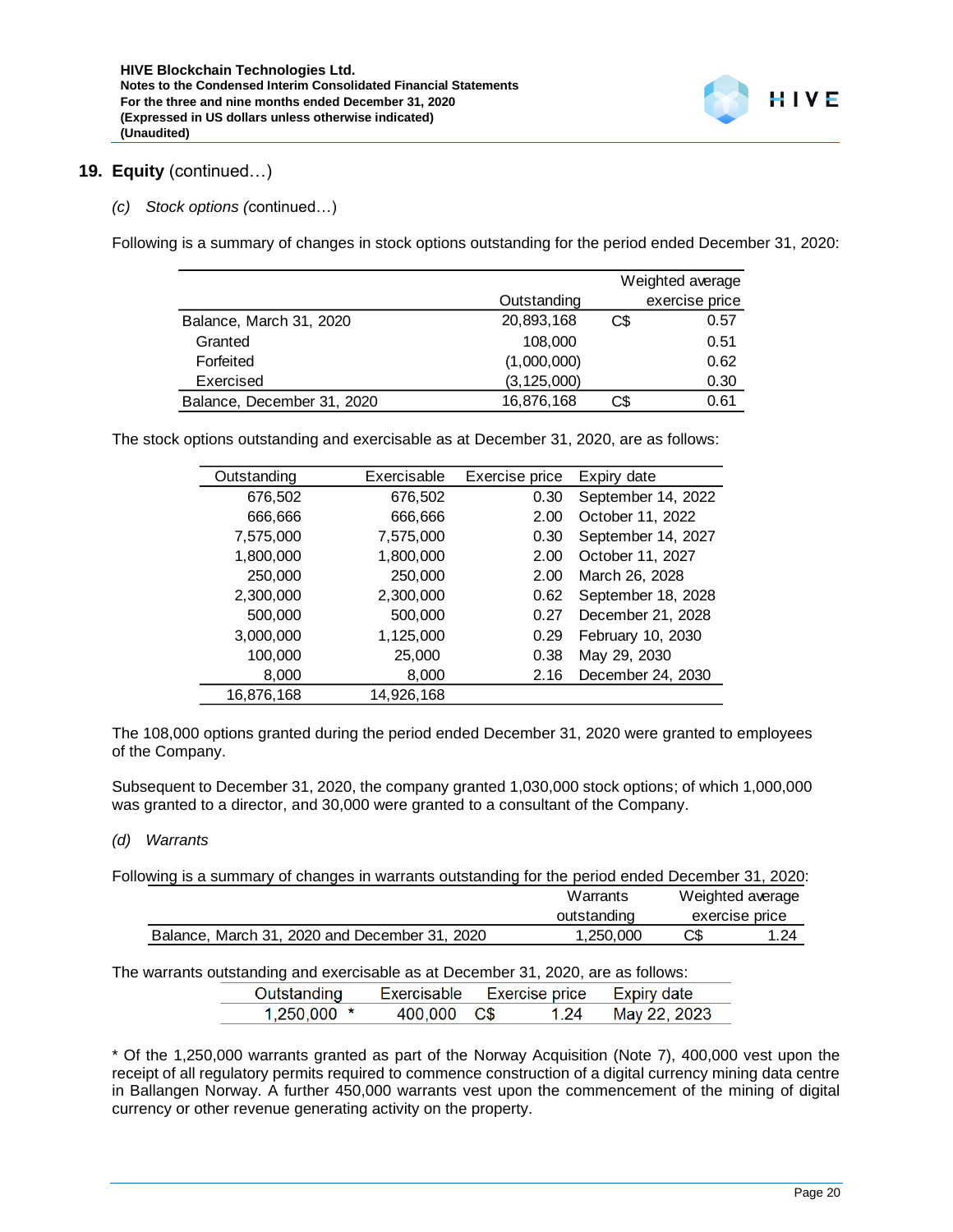## 19. Equity (continued…)

*(c) Stock options (continued…)*

Following is a summary of changes in stock options outstanding for the period ended December 31, 2020:

| | Outstanding | Weighted average exercise price | |
|---|---|---|---|
| Balance, March 31, 2020 | 20,893,168 | C$ | 0.57 |
| Granted | 108,000 | | 0.51 |
| Forfeited | (1,000,000) | | 0.62 |
| Exercised | (3,125,000) | | 0.30 |
| Balance, December 31, 2020 | 16,876,168 | C$ | 0.61 |

The stock options outstanding and exercisable as at December 31, 2020, are as follows:

| Outstanding | Exercisable | Exercise price | Expiry date |
|---|---|---|---|
| 676,502 | 676,502 | 0.30 | September 14, 2022 |
| 666,666 | 666,666 | 2.00 | October 11, 2022 |
| 7,575,000 | 7,575,000 | 0.30 | September 14, 2027 |
| 1,800,000 | 1,800,000 | 2.00 | October 11, 2027 |
| 250,000 | 250,000 | 2.00 | March 26, 2028 |
| 2,300,000 | 2,300,000 | 0.62 | September 18, 2028 |
| 500,000 | 500,000 | 0.27 | December 21, 2028 |
| 3,000,000 | 1,125,000 | 0.29 | February 10, 2030 |
| 100,000 | 25,000 | 0.38 | May 29, 2030 |
| 8,000 | 8,000 | 2.16 | December 24, 2030 |
| 16,876,168 | 14,926,168 | | |

The 108,000 options granted during the period ended December 31, 2020 were granted to employees of the Company.

Subsequent to December 31, 2020, the company granted 1,030,000 stock options; of which 1,000,000 was granted to a director, and 30,000 were granted to a consultant of the Company.

*(d) Warrants*

Following is a summary of changes in warrants outstanding for the period ended December 31, 2020:

| | Warrants outstanding | Weighted average exercise price | |
|---|---|---|---|
| Balance, March 31, 2020 and December 31, 2020 | 1,250,000 | C$ | 1.24 |

The warrants outstanding and exercisable as at December 31, 2020, are as follows:

| Outstanding | Exercisable | Exercise price | | Expiry date |
|---|---|---|---|---|
| 1,250,000 * | 400,000 | C$ | 1.24 | May 22, 2023 |

* Of the 1,250,000 warrants granted as part of the Norway Acquisition (Note 7), 400,000 vest upon the receipt of all regulatory permits required to commence construction of a digital currency mining data centre in Ballangen Norway. A further 450,000 warrants vest upon the commencement of the mining of digital currency or other revenue generating activity on the property.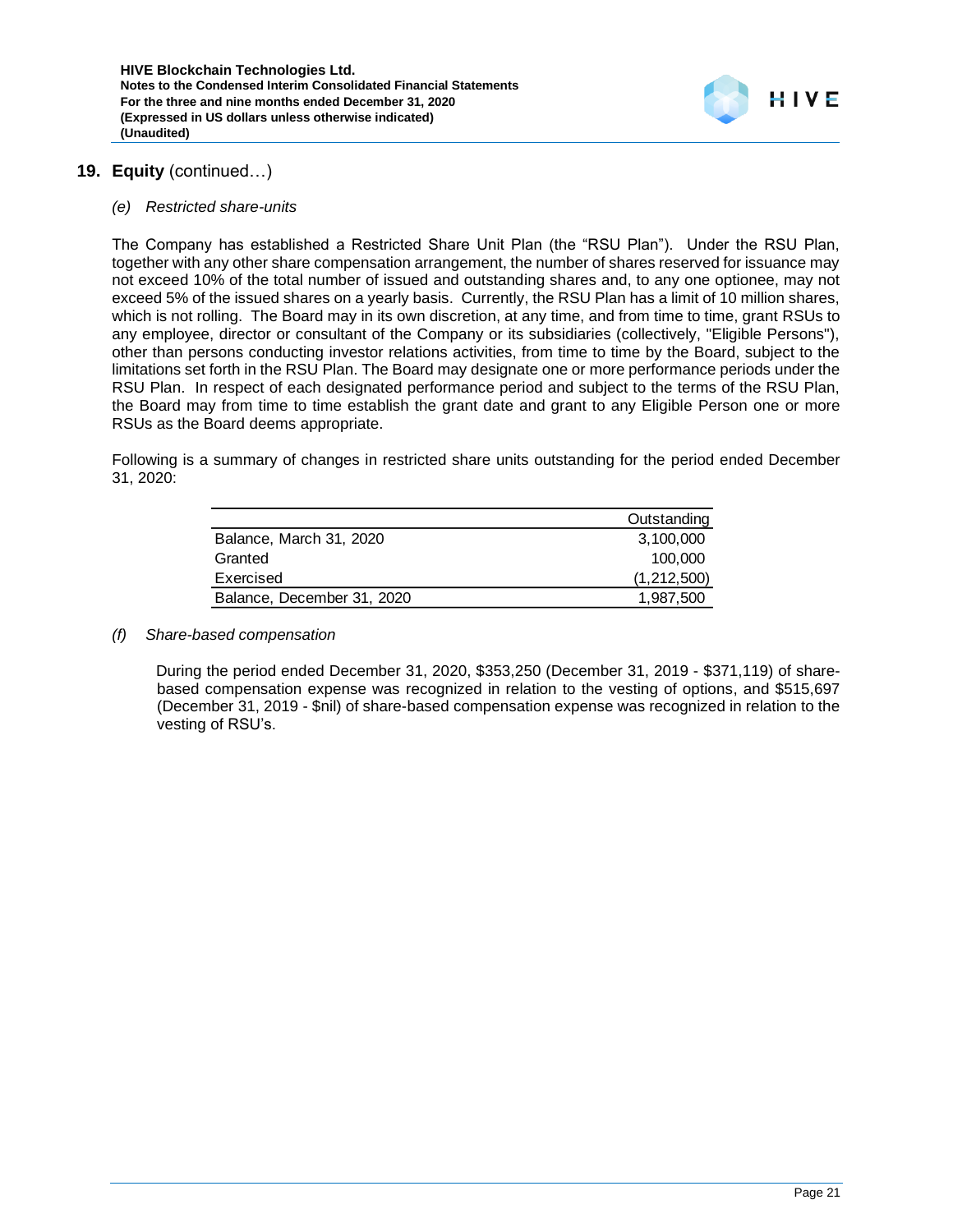## 19. Equity (continued…)

*(e) Restricted share-units*

The Company has established a Restricted Share Unit Plan (the "RSU Plan"). Under the RSU Plan, together with any other share compensation arrangement, the number of shares reserved for issuance may not exceed 10% of the total number of issued and outstanding shares and, to any one optionee, may not exceed 5% of the issued shares on a yearly basis. Currently, the RSU Plan has a limit of 10 million shares, which is not rolling. The Board may in its own discretion, at any time, and from time to time, grant RSUs to any employee, director or consultant of the Company or its subsidiaries (collectively, "Eligible Persons"), other than persons conducting investor relations activities, from time to time by the Board, subject to the limitations set forth in the RSU Plan. The Board may designate one or more performance periods under the RSU Plan. In respect of each designated performance period and subject to the terms of the RSU Plan, the Board may from time to time establish the grant date and grant to any Eligible Person one or more RSUs as the Board deems appropriate.

Following is a summary of changes in restricted share units outstanding for the period ended December 31, 2020:

| | Outstanding |
|---|---|
| Balance, March 31, 2020 | 3,100,000 |
| Granted | 100,000 |
| Exercised | (1,212,500) |
| Balance, December 31, 2020 | 1,987,500 |

*(f) Share-based compensation*

During the period ended December 31, 2020, $353,250 (December 31, 2019 - $371,119) of share-based compensation expense was recognized in relation to the vesting of options, and $515,697 (December 31, 2019 - $nil) of share-based compensation expense was recognized in relation to the vesting of RSU's.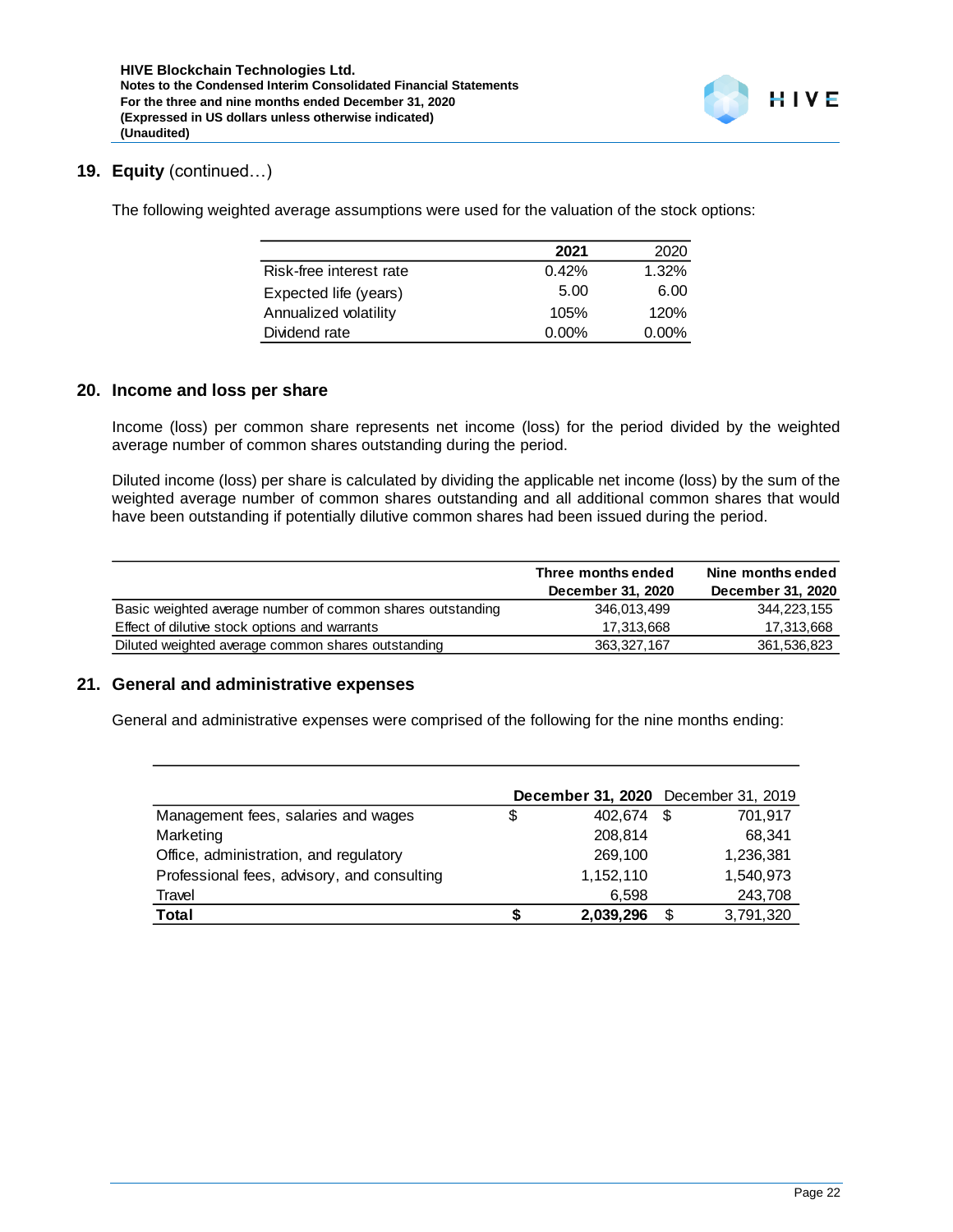## 19. Equity (continued…)

The following weighted average assumptions were used for the valuation of the stock options:

| | **2021** | 2020 |
|---|---|---|
| Risk-free interest rate | 0.42% | 1.32% |
| Expected life (years) | 5.00 | 6.00 |
| Annualized volatility | 105% | 120% |
| Dividend rate | 0.00% | 0.00% |

## 20. Income and loss per share

Income (loss) per common share represents net income (loss) for the period divided by the weighted average number of common shares outstanding during the period.

Diluted income (loss) per share is calculated by dividing the applicable net income (loss) by the sum of the weighted average number of common shares outstanding and all additional common shares that would have been outstanding if potentially dilutive common shares had been issued during the period.

| | **Three months ended December 31, 2020** | **Nine months ended December 31, 2020** |
|---|---|---|
| Basic weighted average number of common shares outstanding | 346,013,499 | 344,223,155 |
| Effect of dilutive stock options and warrants | 17,313,668 | 17,313,668 |
| Diluted weighted average common shares outstanding | 363,327,167 | 361,536,823 |

## 21. General and administrative expenses

General and administrative expenses were comprised of the following for the nine months ending:

| | **December 31, 2020** | December 31, 2019 |
|---|---|---|
| Management fees, salaries and wages | $ 402,674 | $ 701,917 |
| Marketing | 208,814 | 68,341 |
| Office, administration, and regulatory | 269,100 | 1,236,381 |
| Professional fees, advisory, and consulting | 1,152,110 | 1,540,973 |
| Travel | 6,598 | 243,708 |
| **Total** | **$ 2,039,296** | $ 3,791,320 |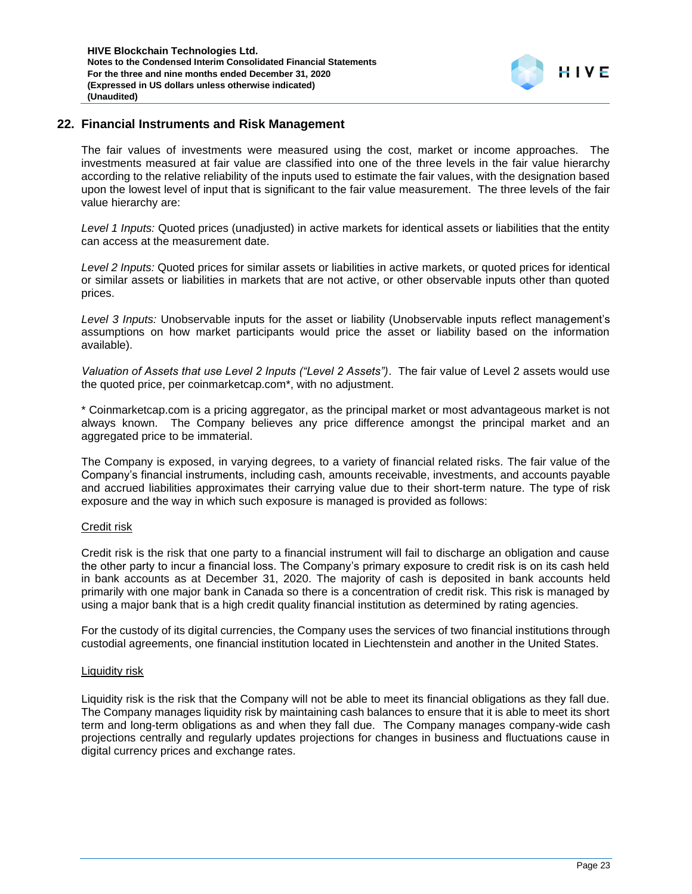## 22. Financial Instruments and Risk Management

The fair values of investments were measured using the cost, market or income approaches. The investments measured at fair value are classified into one of the three levels in the fair value hierarchy according to the relative reliability of the inputs used to estimate the fair values, with the designation based upon the lowest level of input that is significant to the fair value measurement. The three levels of the fair value hierarchy are:

*Level 1 Inputs:* Quoted prices (unadjusted) in active markets for identical assets or liabilities that the entity can access at the measurement date.

*Level 2 Inputs:* Quoted prices for similar assets or liabilities in active markets, or quoted prices for identical or similar assets or liabilities in markets that are not active, or other observable inputs other than quoted prices.

*Level 3 Inputs:* Unobservable inputs for the asset or liability (Unobservable inputs reflect management's assumptions on how market participants would price the asset or liability based on the information available).

*Valuation of Assets that use Level 2 Inputs ("Level 2 Assets")*. The fair value of Level 2 assets would use the quoted price, per coinmarketcap.com*, with no adjustment.

* Coinmarketcap.com is a pricing aggregator, as the principal market or most advantageous market is not always known. The Company believes any price difference amongst the principal market and an aggregated price to be immaterial.

The Company is exposed, in varying degrees, to a variety of financial related risks. The fair value of the Company's financial instruments, including cash, amounts receivable, investments, and accounts payable and accrued liabilities approximates their carrying value due to their short-term nature. The type of risk exposure and the way in which such exposure is managed is provided as follows:

Credit risk

Credit risk is the risk that one party to a financial instrument will fail to discharge an obligation and cause the other party to incur a financial loss. The Company's primary exposure to credit risk is on its cash held in bank accounts as at December 31, 2020. The majority of cash is deposited in bank accounts held primarily with one major bank in Canada so there is a concentration of credit risk. This risk is managed by using a major bank that is a high credit quality financial institution as determined by rating agencies.

For the custody of its digital currencies, the Company uses the services of two financial institutions through custodial agreements, one financial institution located in Liechtenstein and another in the United States.

Liquidity risk

Liquidity risk is the risk that the Company will not be able to meet its financial obligations as they fall due. The Company manages liquidity risk by maintaining cash balances to ensure that it is able to meet its short term and long-term obligations as and when they fall due. The Company manages company-wide cash projections centrally and regularly updates projections for changes in business and fluctuations cause in digital currency prices and exchange rates.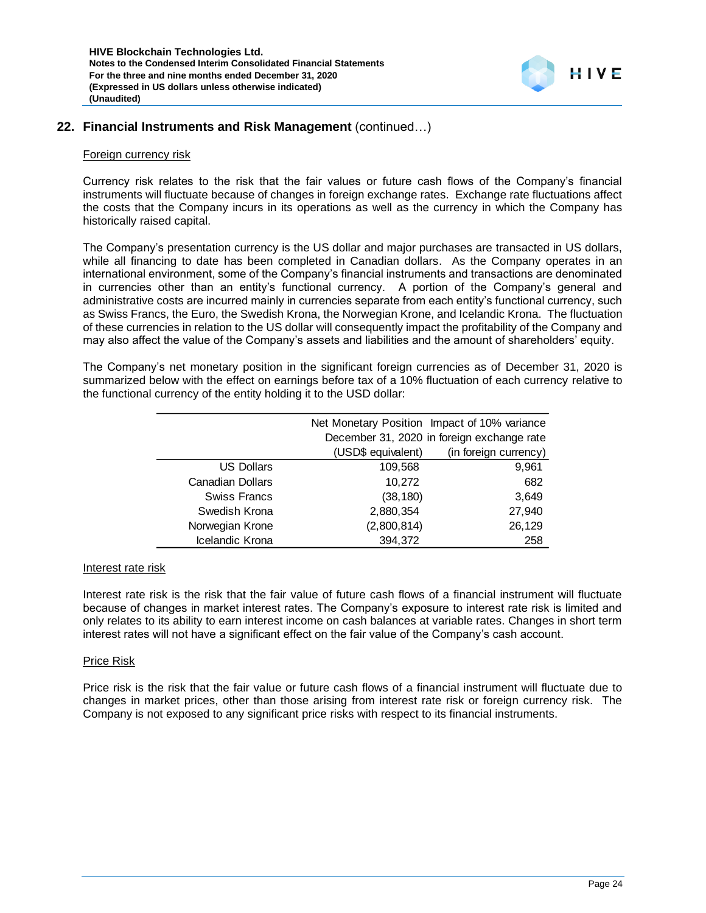## 22. Financial Instruments and Risk Management (continued…)

Foreign currency risk

Currency risk relates to the risk that the fair values or future cash flows of the Company's financial instruments will fluctuate because of changes in foreign exchange rates. Exchange rate fluctuations affect the costs that the Company incurs in its operations as well as the currency in which the Company has historically raised capital.

The Company's presentation currency is the US dollar and major purchases are transacted in US dollars, while all financing to date has been completed in Canadian dollars. As the Company operates in an international environment, some of the Company's financial instruments and transactions are denominated in currencies other than an entity's functional currency. A portion of the Company's general and administrative costs are incurred mainly in currencies separate from each entity's functional currency, such as Swiss Francs, the Euro, the Swedish Krona, the Norwegian Krone, and Icelandic Krona. The fluctuation of these currencies in relation to the US dollar will consequently impact the profitability of the Company and may also affect the value of the Company's assets and liabilities and the amount of shareholders' equity.

The Company's net monetary position in the significant foreign currencies as of December 31, 2020 is summarized below with the effect on earnings before tax of a 10% fluctuation of each currency relative to the functional currency of the entity holding it to the USD dollar:

| | Net Monetary Position December 31, 2020 (USD$ equivalent) | Impact of 10% variance in foreign exchange rate (in foreign currency) |
|---|---|---|
| US Dollars | 109,568 | 9,961 |
| Canadian Dollars | 10,272 | 682 |
| Swiss Francs | (38,180) | 3,649 |
| Swedish Krona | 2,880,354 | 27,940 |
| Norwegian Krone | (2,800,814) | 26,129 |
| Icelandic Krona | 394,372 | 258 |

Interest rate risk

Interest rate risk is the risk that the fair value of future cash flows of a financial instrument will fluctuate because of changes in market interest rates. The Company's exposure to interest rate risk is limited and only relates to its ability to earn interest income on cash balances at variable rates. Changes in short term interest rates will not have a significant effect on the fair value of the Company's cash account.

Price Risk

Price risk is the risk that the fair value or future cash flows of a financial instrument will fluctuate due to changes in market prices, other than those arising from interest rate risk or foreign currency risk. The Company is not exposed to any significant price risks with respect to its financial instruments.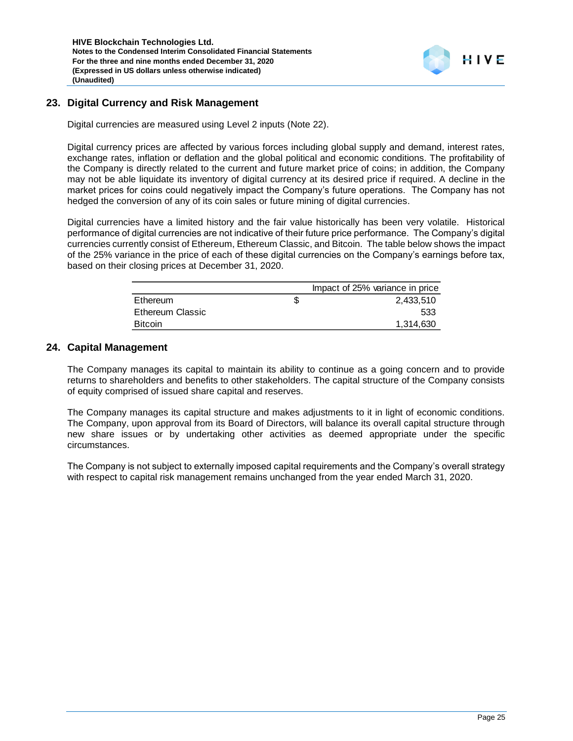## 23. Digital Currency and Risk Management

Digital currencies are measured using Level 2 inputs (Note 22).

Digital currency prices are affected by various forces including global supply and demand, interest rates, exchange rates, inflation or deflation and the global political and economic conditions. The profitability of the Company is directly related to the current and future market price of coins; in addition, the Company may not be able liquidate its inventory of digital currency at its desired price if required. A decline in the market prices for coins could negatively impact the Company's future operations. The Company has not hedged the conversion of any of its coin sales or future mining of digital currencies.

Digital currencies have a limited history and the fair value historically has been very volatile. Historical performance of digital currencies are not indicative of their future price performance. The Company's digital currencies currently consist of Ethereum, Ethereum Classic, and Bitcoin. The table below shows the impact of the 25% variance in the price of each of these digital currencies on the Company's earnings before tax, based on their closing prices at December 31, 2020.

| | | Impact of 25% variance in price |
|---|---|---|
| Ethereum | $ | 2,433,510 |
| Ethereum Classic | | 533 |
| Bitcoin | | 1,314,630 |

## 24. Capital Management

The Company manages its capital to maintain its ability to continue as a going concern and to provide returns to shareholders and benefits to other stakeholders. The capital structure of the Company consists of equity comprised of issued share capital and reserves.

The Company manages its capital structure and makes adjustments to it in light of economic conditions. The Company, upon approval from its Board of Directors, will balance its overall capital structure through new share issues or by undertaking other activities as deemed appropriate under the specific circumstances.

The Company is not subject to externally imposed capital requirements and the Company's overall strategy with respect to capital risk management remains unchanged from the year ended March 31, 2020.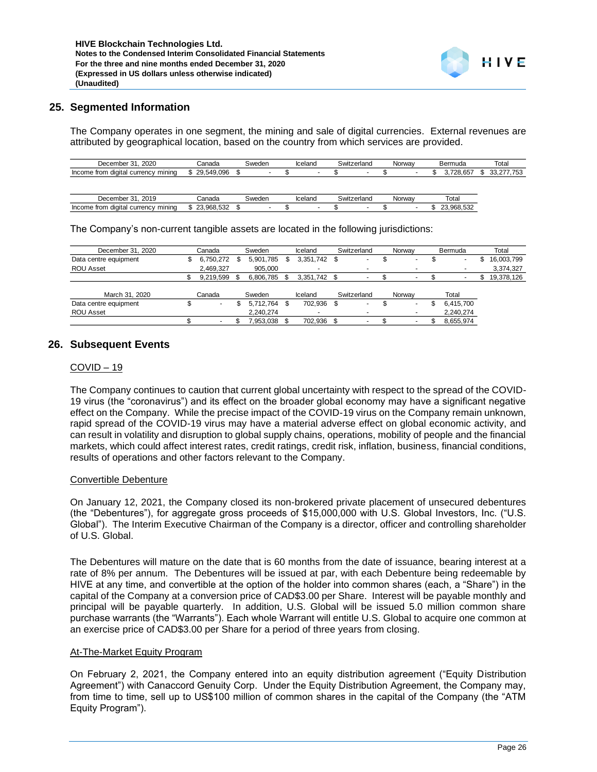## 25. Segmented Information

The Company operates in one segment, the mining and sale of digital currencies. External revenues are attributed by geographical location, based on the country from which services are provided.

| December 31, 2020 | Canada | Sweden | Iceland | Switzerland | Norway | Bermuda | Total |
|---|---|---|---|---|---|---|---|
| Income from digital currency mining | $ 29,549,096 | $ - | $ - | $ - | $ - | $ 3,728,657 | $ 33,277,753 |

| December 31, 2019 | Canada | Sweden | Iceland | Switzerland | Norway | Total |
|---|---|---|---|---|---|---|
| Income from digital currency mining | $ 23,968,532 | $ - | $ - | $ - | $ - | $ 23,968,532 |

The Company's non-current tangible assets are located in the following jurisdictions:

| December 31, 2020 | Canada | Sweden | Iceland | Switzerland | Norway | Bermuda | Total |
|---|---|---|---|---|---|---|---|
| Data centre equipment | $ 6,750,272 | $ 5,901,785 | $ 3,351,742 | $ - | $ - | $ - | $ 16,003,799 |
| ROU Asset | 2,469,327 | 905,000 | - | - | - | - | 3,374,327 |
| | $ 9,219,599 | $ 6,806,785 | $ 3,351,742 | $ - | $ - | $ - | $ 19,378,126 |

| March 31, 2020 | Canada | Sweden | Iceland | Switzerland | Norway | Total |
|---|---|---|---|---|---|---|
| Data centre equipment | $ - | $ 5,712,764 | $ 702,936 | $ - | $ - | $ 6,415,700 |
| ROU Asset | | 2,240,274 | - | - | - | 2,240,274 |
| | $ - | $ 7,953,038 | $ 702,936 | $ - | $ - | $ 8,655,974 |

## 26. Subsequent Events

COVID – 19

The Company continues to caution that current global uncertainty with respect to the spread of the COVID-19 virus (the "coronavirus") and its effect on the broader global economy may have a significant negative effect on the Company. While the precise impact of the COVID-19 virus on the Company remain unknown, rapid spread of the COVID-19 virus may have a material adverse effect on global economic activity, and can result in volatility and disruption to global supply chains, operations, mobility of people and the financial markets, which could affect interest rates, credit ratings, credit risk, inflation, business, financial conditions, results of operations and other factors relevant to the Company.

Convertible Debenture

On January 12, 2021, the Company closed its non-brokered private placement of unsecured debentures (the "Debentures"), for aggregate gross proceeds of $15,000,000 with U.S. Global Investors, Inc. ("U.S. Global"). The Interim Executive Chairman of the Company is a director, officer and controlling shareholder of U.S. Global.

The Debentures will mature on the date that is 60 months from the date of issuance, bearing interest at a rate of 8% per annum. The Debentures will be issued at par, with each Debenture being redeemable by HIVE at any time, and convertible at the option of the holder into common shares (each, a "Share") in the capital of the Company at a conversion price of CAD$3.00 per Share. Interest will be payable monthly and principal will be payable quarterly. In addition, U.S. Global will be issued 5.0 million common share purchase warrants (the "Warrants"). Each whole Warrant will entitle U.S. Global to acquire one common at an exercise price of CAD$3.00 per Share for a period of three years from closing.

At-The-Market Equity Program

On February 2, 2021, the Company entered into an equity distribution agreement ("Equity Distribution Agreement") with Canaccord Genuity Corp. Under the Equity Distribution Agreement, the Company may, from time to time, sell up to US$100 million of common shares in the capital of the Company (the "ATM Equity Program").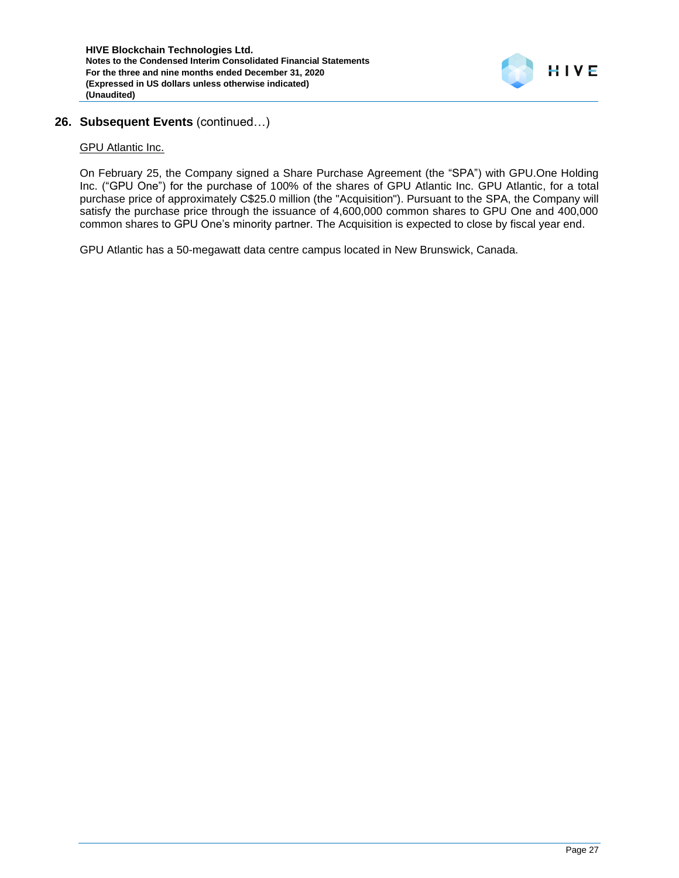## 26. Subsequent Events (continued…)

GPU Atlantic Inc.

On February 25, the Company signed a Share Purchase Agreement (the "SPA") with GPU.One Holding Inc. ("GPU One") for the purchase of 100% of the shares of GPU Atlantic Inc. GPU Atlantic, for a total purchase price of approximately C$25.0 million (the "Acquisition"). Pursuant to the SPA, the Company will satisfy the purchase price through the issuance of 4,600,000 common shares to GPU One and 400,000 common shares to GPU One's minority partner. The Acquisition is expected to close by fiscal year end.

GPU Atlantic has a 50-megawatt data centre campus located in New Brunswick, Canada.